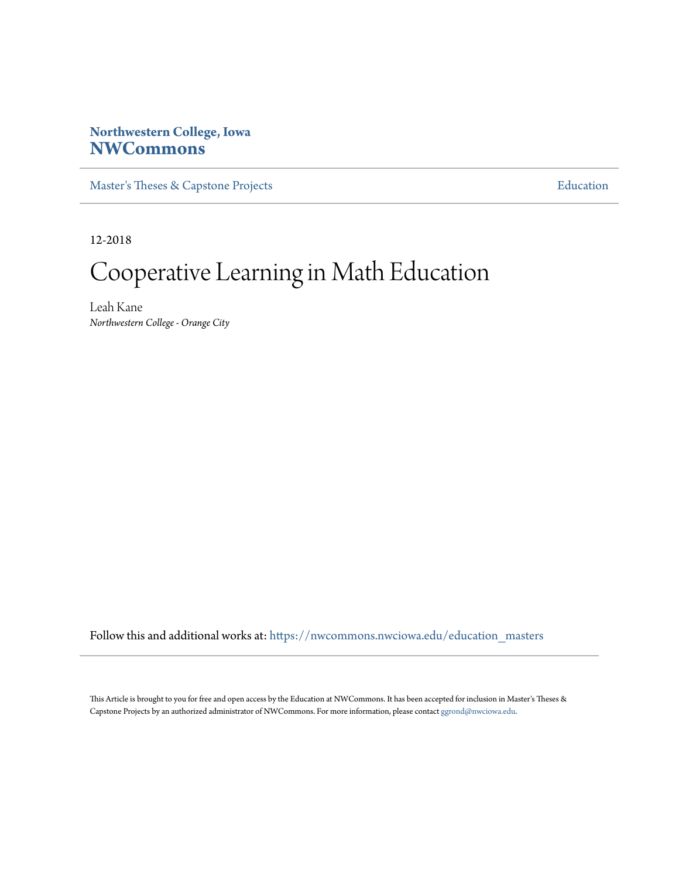**Northwestern College, Iowa**
# NWCommons

Master's Theses & Capstone Projects | Education

12-2018

# Cooperative Learning in Math Education

Leah Kane
*Northwestern College - Orange City*

Follow this and additional works at: https://nwcommons.nwciowa.edu/education_masters

This Article is brought to you for free and open access by the Education at NWCommons. It has been accepted for inclusion in Master's Theses & Capstone Projects by an authorized administrator of NWCommons. For more information, please contact ggrond@nwciowa.edu.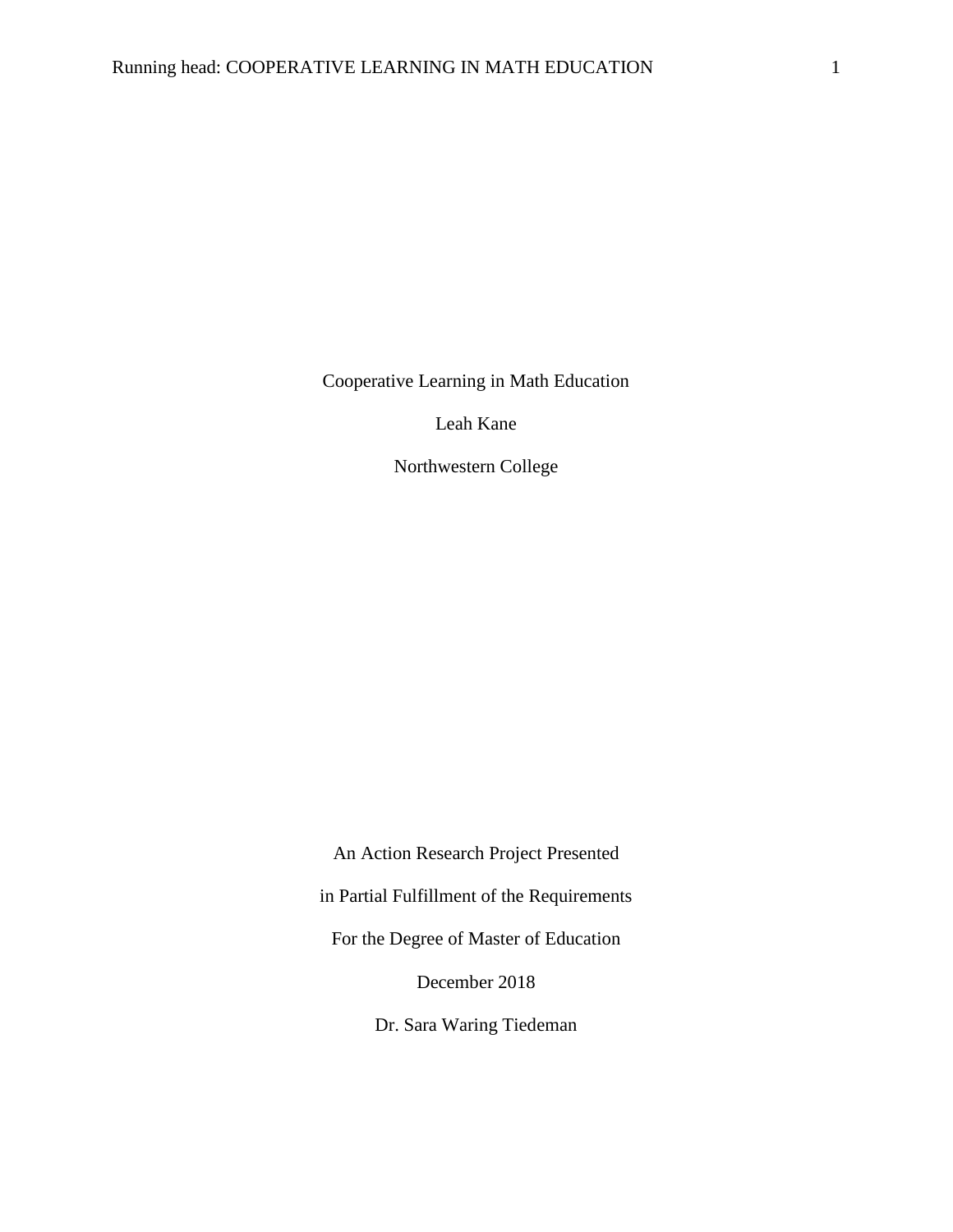Cooperative Learning in Math Education

Leah Kane

Northwestern College

An Action Research Project Presented

in Partial Fulfillment of the Requirements

For the Degree of Master of Education

December 2018

Dr. Sara Waring Tiedeman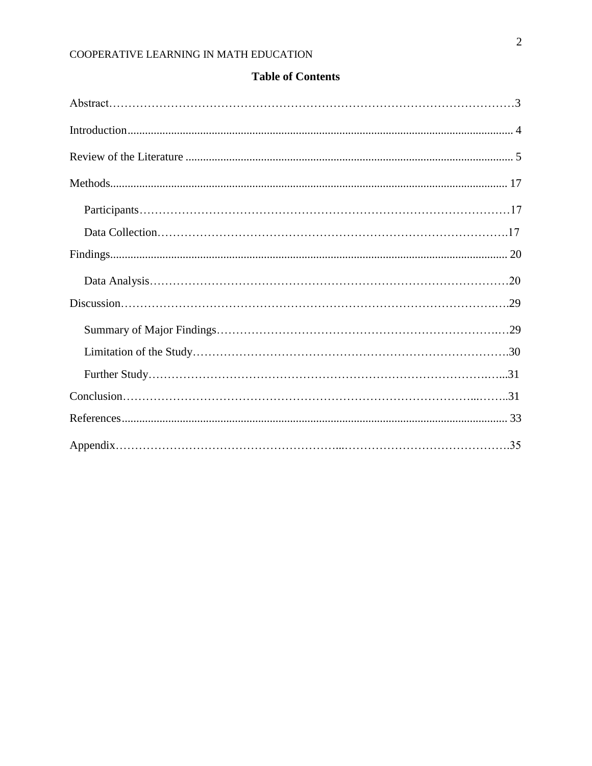## Table of Contents

Abstract……………………………………………………………………………………………3

Introduction.................................................................................................................................. 4

Review of the Literature ............................................................................................................... 5

Methods...................................................................................................................................... 17

- Participants…………………………………………………………………………………17
- Data Collection…………………………………………………………………………….17

Findings...................................................................................................................................... 20

- Data Analysis………………………………………………………………………………20

Discussion…………………………………………………………………………………….….29

- Summary of Major Findings……………………………………………………………….…29
- Limitation of the Study……………………………….…………………….………………….30
- Further Study……………………………………………………………………….…...31

Conclusion……………………………………………………………………………...……..31

References.................................................................................................................................. 33

Appendix………………………………………………...……………………………………35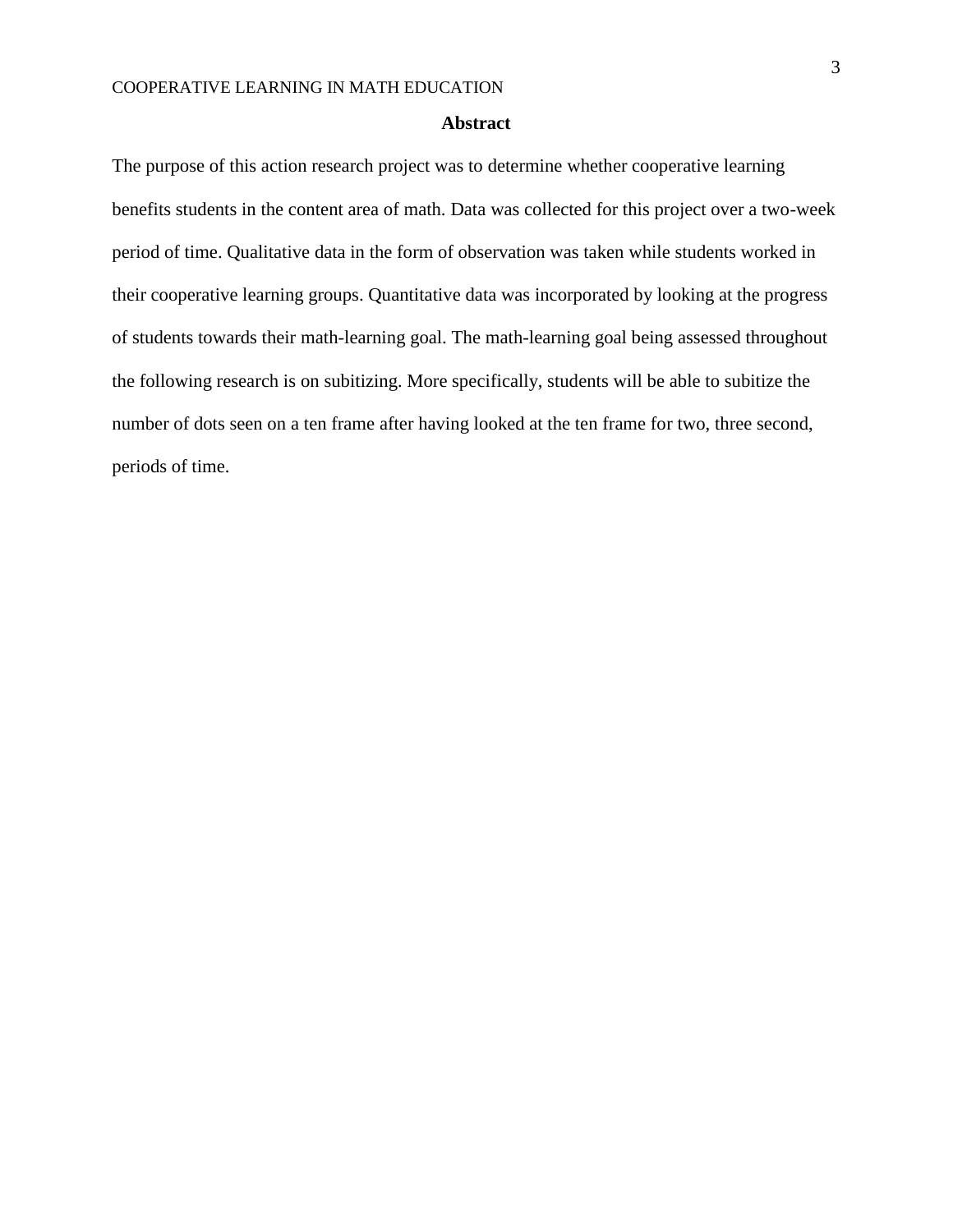# Abstract

The purpose of this action research project was to determine whether cooperative learning benefits students in the content area of math. Data was collected for this project over a two-week period of time. Qualitative data in the form of observation was taken while students worked in their cooperative learning groups. Quantitative data was incorporated by looking at the progress of students towards their math-learning goal. The math-learning goal being assessed throughout the following research is on subitizing. More specifically, students will be able to subitize the number of dots seen on a ten frame after having looked at the ten frame for two, three second, periods of time.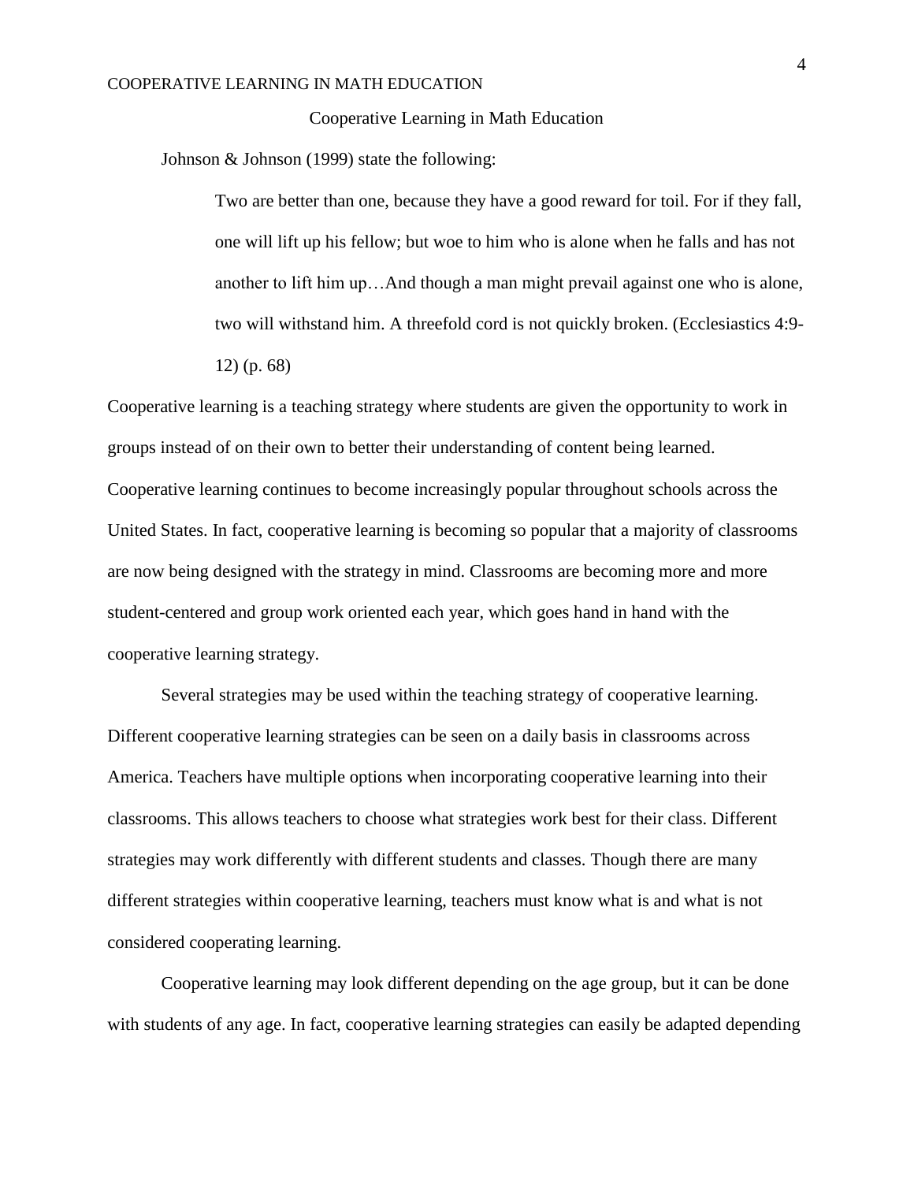# Cooperative Learning in Math Education

Johnson & Johnson (1999) state the following:

> Two are better than one, because they have a good reward for toil. For if they fall, one will lift up his fellow; but woe to him who is alone when he falls and has not another to lift him up…And though a man might prevail against one who is alone, two will withstand him. A threefold cord is not quickly broken. (Ecclesiastics 4:9-12) (p. 68)

Cooperative learning is a teaching strategy where students are given the opportunity to work in groups instead of on their own to better their understanding of content being learned. Cooperative learning continues to become increasingly popular throughout schools across the United States. In fact, cooperative learning is becoming so popular that a majority of classrooms are now being designed with the strategy in mind. Classrooms are becoming more and more student-centered and group work oriented each year, which goes hand in hand with the cooperative learning strategy.

Several strategies may be used within the teaching strategy of cooperative learning. Different cooperative learning strategies can be seen on a daily basis in classrooms across America. Teachers have multiple options when incorporating cooperative learning into their classrooms. This allows teachers to choose what strategies work best for their class. Different strategies may work differently with different students and classes. Though there are many different strategies within cooperative learning, teachers must know what is and what is not considered cooperating learning.

Cooperative learning may look different depending on the age group, but it can be done with students of any age. In fact, cooperative learning strategies can easily be adapted depending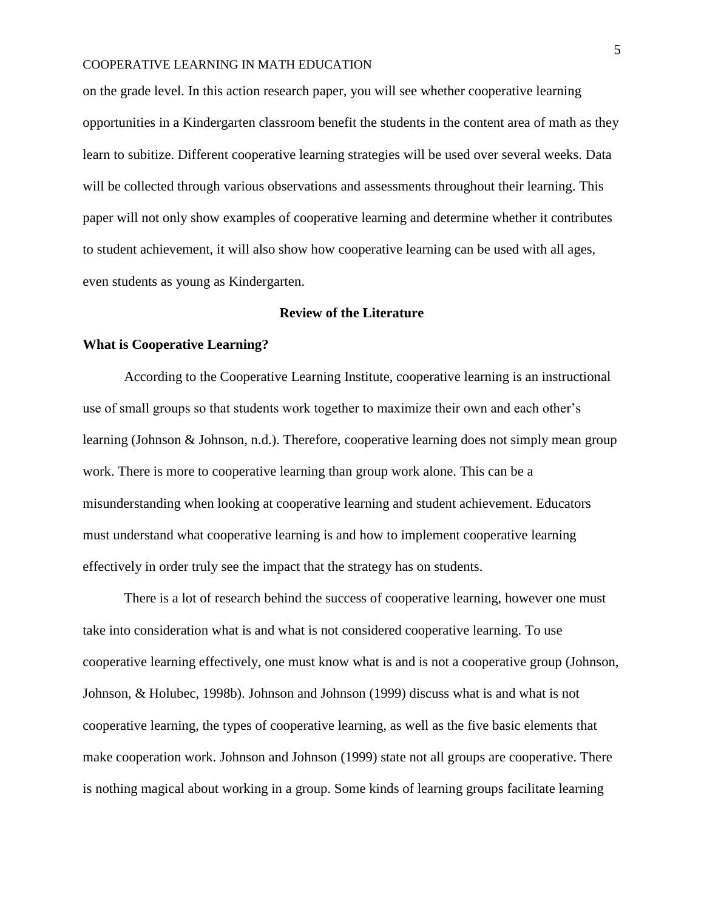on the grade level. In this action research paper, you will see whether cooperative learning opportunities in a Kindergarten classroom benefit the students in the content area of math as they learn to subitize. Different cooperative learning strategies will be used over several weeks. Data will be collected through various observations and assessments throughout their learning. This paper will not only show examples of cooperative learning and determine whether it contributes to student achievement, it will also show how cooperative learning can be used with all ages, even students as young as Kindergarten.

## Review of the Literature

### What is Cooperative Learning?

According to the Cooperative Learning Institute, cooperative learning is an instructional use of small groups so that students work together to maximize their own and each other's learning (Johnson & Johnson, n.d.). Therefore, cooperative learning does not simply mean group work. There is more to cooperative learning than group work alone. This can be a misunderstanding when looking at cooperative learning and student achievement. Educators must understand what cooperative learning is and how to implement cooperative learning effectively in order truly see the impact that the strategy has on students.

There is a lot of research behind the success of cooperative learning, however one must take into consideration what is and what is not considered cooperative learning. To use cooperative learning effectively, one must know what is and is not a cooperative group (Johnson, Johnson, & Holubec, 1998b). Johnson and Johnson (1999) discuss what is and what is not cooperative learning, the types of cooperative learning, as well as the five basic elements that make cooperation work. Johnson and Johnson (1999) state not all groups are cooperative. There is nothing magical about working in a group. Some kinds of learning groups facilitate learning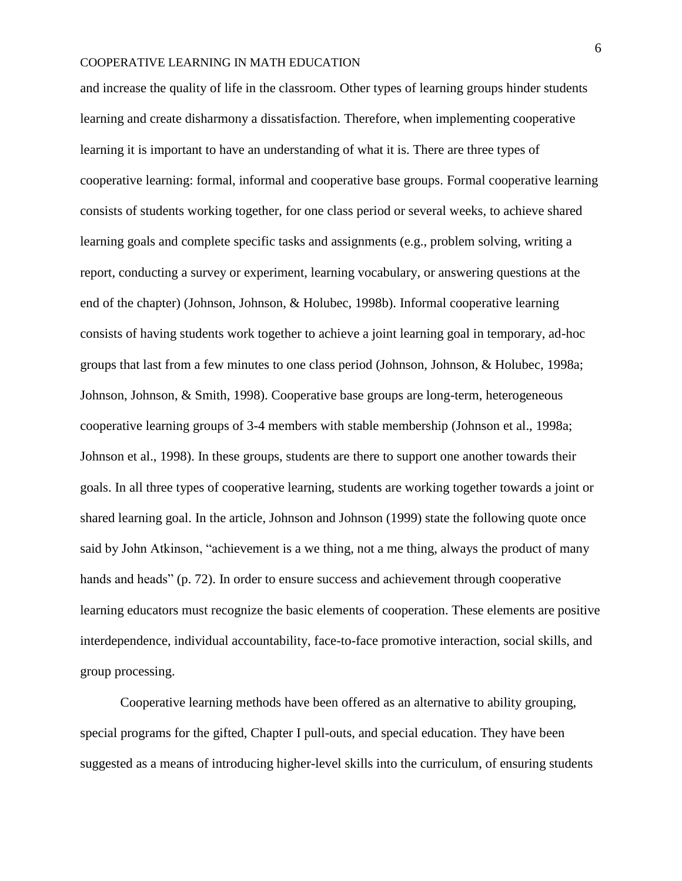and increase the quality of life in the classroom. Other types of learning groups hinder students learning and create disharmony a dissatisfaction. Therefore, when implementing cooperative learning it is important to have an understanding of what it is. There are three types of cooperative learning: formal, informal and cooperative base groups. Formal cooperative learning consists of students working together, for one class period or several weeks, to achieve shared learning goals and complete specific tasks and assignments (e.g., problem solving, writing a report, conducting a survey or experiment, learning vocabulary, or answering questions at the end of the chapter) (Johnson, Johnson, & Holubec, 1998b). Informal cooperative learning consists of having students work together to achieve a joint learning goal in temporary, ad-hoc groups that last from a few minutes to one class period (Johnson, Johnson, & Holubec, 1998a; Johnson, Johnson, & Smith, 1998). Cooperative base groups are long-term, heterogeneous cooperative learning groups of 3-4 members with stable membership (Johnson et al., 1998a; Johnson et al., 1998). In these groups, students are there to support one another towards their goals. In all three types of cooperative learning, students are working together towards a joint or shared learning goal. In the article, Johnson and Johnson (1999) state the following quote once said by John Atkinson, "achievement is a we thing, not a me thing, always the product of many hands and heads" (p. 72). In order to ensure success and achievement through cooperative learning educators must recognize the basic elements of cooperation. These elements are positive interdependence, individual accountability, face-to-face promotive interaction, social skills, and group processing.

Cooperative learning methods have been offered as an alternative to ability grouping, special programs for the gifted, Chapter I pull-outs, and special education. They have been suggested as a means of introducing higher-level skills into the curriculum, of ensuring students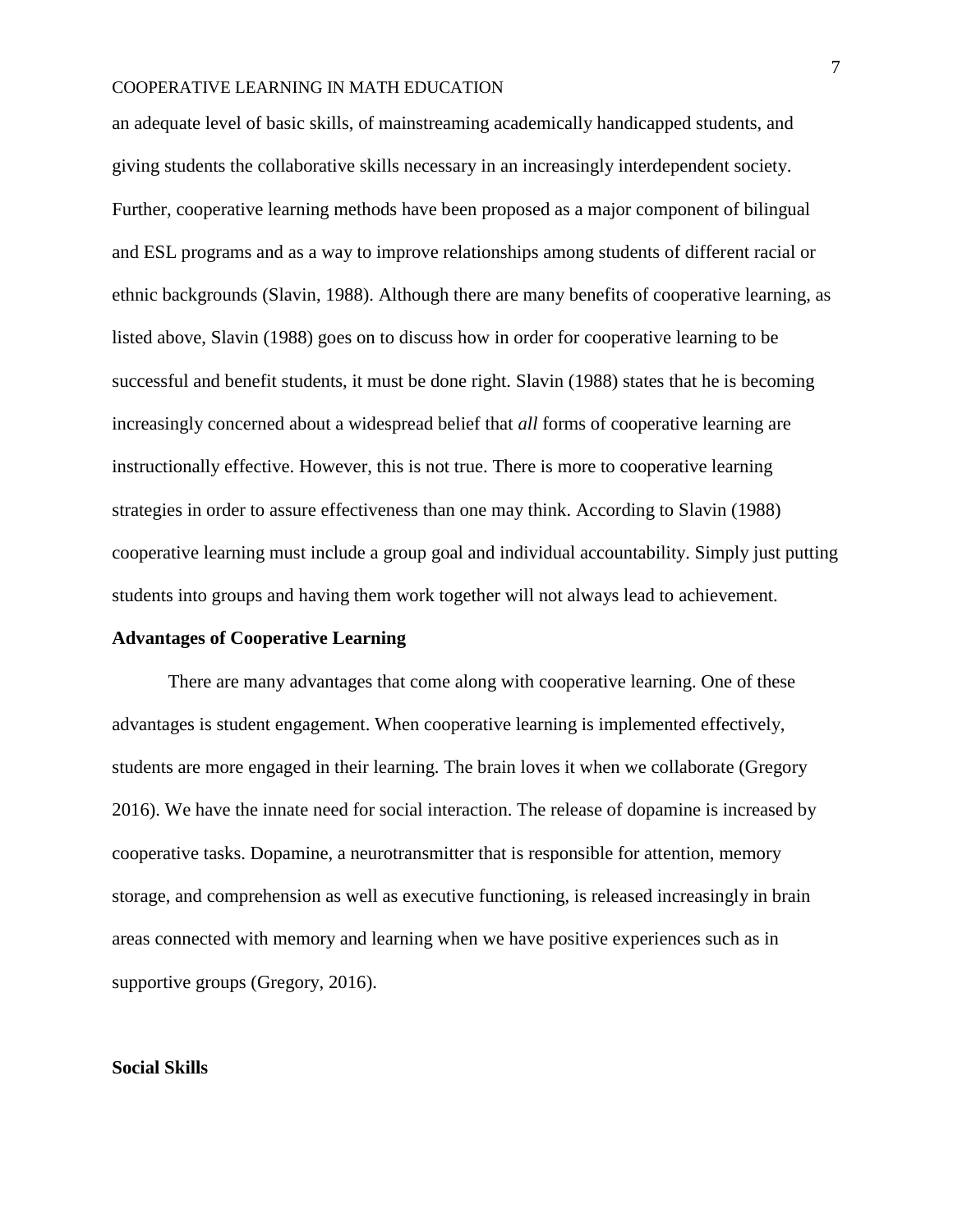an adequate level of basic skills, of mainstreaming academically handicapped students, and giving students the collaborative skills necessary in an increasingly interdependent society. Further, cooperative learning methods have been proposed as a major component of bilingual and ESL programs and as a way to improve relationships among students of different racial or ethnic backgrounds (Slavin, 1988). Although there are many benefits of cooperative learning, as listed above, Slavin (1988) goes on to discuss how in order for cooperative learning to be successful and benefit students, it must be done right. Slavin (1988) states that he is becoming increasingly concerned about a widespread belief that *all* forms of cooperative learning are instructionally effective. However, this is not true. There is more to cooperative learning strategies in order to assure effectiveness than one may think. According to Slavin (1988) cooperative learning must include a group goal and individual accountability. Simply just putting students into groups and having them work together will not always lead to achievement.

## Advantages of Cooperative Learning

There are many advantages that come along with cooperative learning. One of these advantages is student engagement. When cooperative learning is implemented effectively, students are more engaged in their learning. The brain loves it when we collaborate (Gregory 2016). We have the innate need for social interaction. The release of dopamine is increased by cooperative tasks. Dopamine, a neurotransmitter that is responsible for attention, memory storage, and comprehension as well as executive functioning, is released increasingly in brain areas connected with memory and learning when we have positive experiences such as in supportive groups (Gregory, 2016).

## Social Skills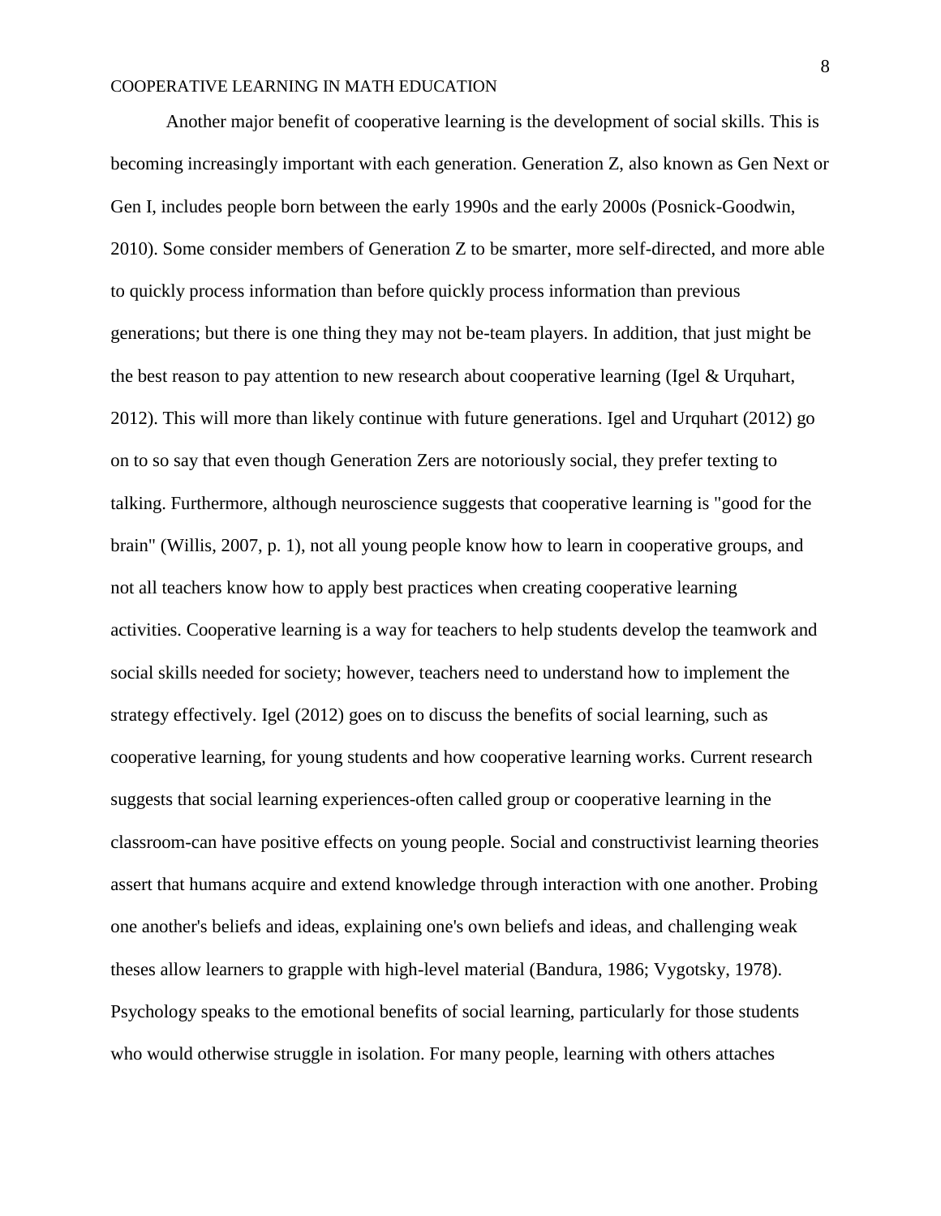Another major benefit of cooperative learning is the development of social skills. This is becoming increasingly important with each generation. Generation Z, also known as Gen Next or Gen I, includes people born between the early 1990s and the early 2000s (Posnick-Goodwin, 2010). Some consider members of Generation Z to be smarter, more self-directed, and more able to quickly process information than before quickly process information than previous generations; but there is one thing they may not be-team players. In addition, that just might be the best reason to pay attention to new research about cooperative learning (Igel & Urquhart, 2012). This will more than likely continue with future generations. Igel and Urquhart (2012) go on to so say that even though Generation Zers are notoriously social, they prefer texting to talking. Furthermore, although neuroscience suggests that cooperative learning is "good for the brain" (Willis, 2007, p. 1), not all young people know how to learn in cooperative groups, and not all teachers know how to apply best practices when creating cooperative learning activities. Cooperative learning is a way for teachers to help students develop the teamwork and social skills needed for society; however, teachers need to understand how to implement the strategy effectively. Igel (2012) goes on to discuss the benefits of social learning, such as cooperative learning, for young students and how cooperative learning works. Current research suggests that social learning experiences-often called group or cooperative learning in the classroom-can have positive effects on young people. Social and constructivist learning theories assert that humans acquire and extend knowledge through interaction with one another. Probing one another's beliefs and ideas, explaining one's own beliefs and ideas, and challenging weak theses allow learners to grapple with high-level material (Bandura, 1986; Vygotsky, 1978). Psychology speaks to the emotional benefits of social learning, particularly for those students who would otherwise struggle in isolation. For many people, learning with others attaches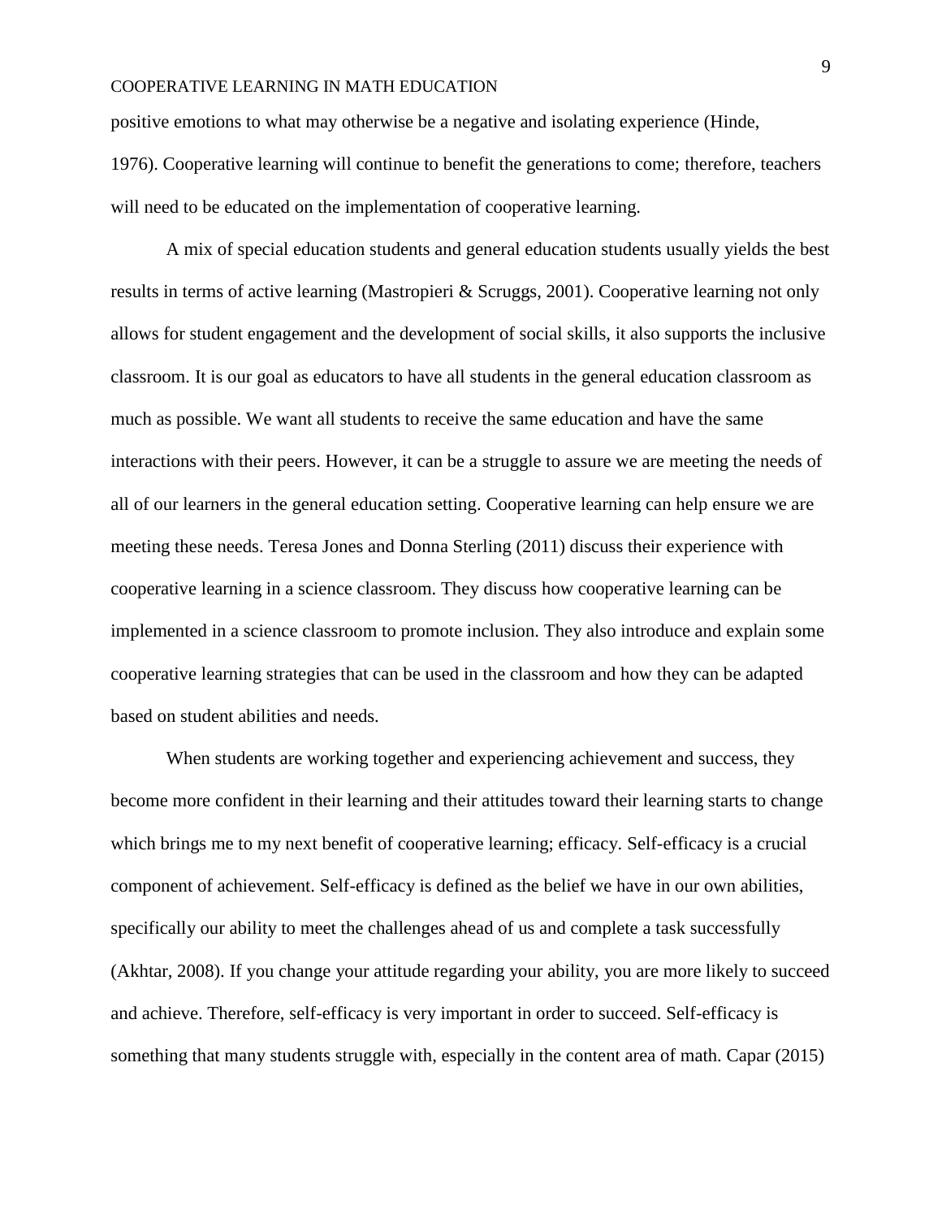positive emotions to what may otherwise be a negative and isolating experience (Hinde, 1976). Cooperative learning will continue to benefit the generations to come; therefore, teachers will need to be educated on the implementation of cooperative learning.

A mix of special education students and general education students usually yields the best results in terms of active learning (Mastropieri & Scruggs, 2001). Cooperative learning not only allows for student engagement and the development of social skills, it also supports the inclusive classroom. It is our goal as educators to have all students in the general education classroom as much as possible. We want all students to receive the same education and have the same interactions with their peers. However, it can be a struggle to assure we are meeting the needs of all of our learners in the general education setting. Cooperative learning can help ensure we are meeting these needs. Teresa Jones and Donna Sterling (2011) discuss their experience with cooperative learning in a science classroom. They discuss how cooperative learning can be implemented in a science classroom to promote inclusion. They also introduce and explain some cooperative learning strategies that can be used in the classroom and how they can be adapted based on student abilities and needs.

When students are working together and experiencing achievement and success, they become more confident in their learning and their attitudes toward their learning starts to change which brings me to my next benefit of cooperative learning; efficacy. Self-efficacy is a crucial component of achievement. Self-efficacy is defined as the belief we have in our own abilities, specifically our ability to meet the challenges ahead of us and complete a task successfully (Akhtar, 2008). If you change your attitude regarding your ability, you are more likely to succeed and achieve. Therefore, self-efficacy is very important in order to succeed. Self-efficacy is something that many students struggle with, especially in the content area of math. Capar (2015)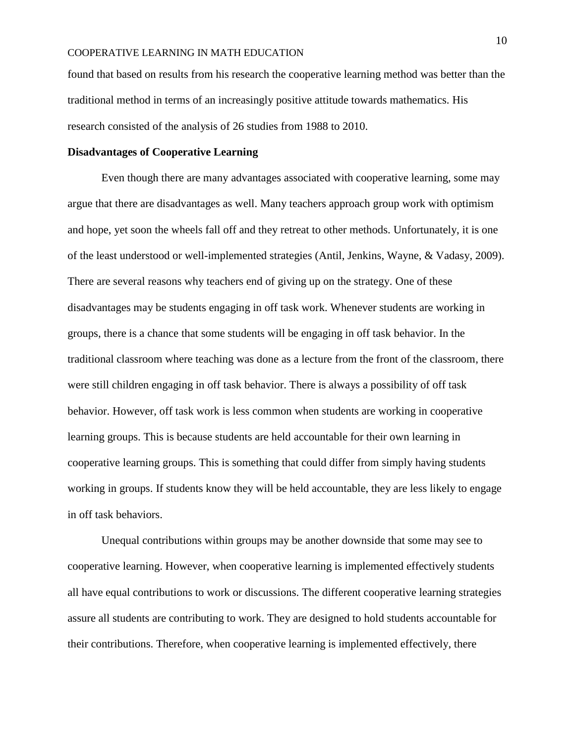found that based on results from his research the cooperative learning method was better than the traditional method in terms of an increasingly positive attitude towards mathematics. His research consisted of the analysis of 26 studies from 1988 to 2010.

**Disadvantages of Cooperative Learning**

Even though there are many advantages associated with cooperative learning, some may argue that there are disadvantages as well. Many teachers approach group work with optimism and hope, yet soon the wheels fall off and they retreat to other methods. Unfortunately, it is one of the least understood or well-implemented strategies (Antil, Jenkins, Wayne, & Vadasy, 2009). There are several reasons why teachers end of giving up on the strategy. One of these disadvantages may be students engaging in off task work. Whenever students are working in groups, there is a chance that some students will be engaging in off task behavior. In the traditional classroom where teaching was done as a lecture from the front of the classroom, there were still children engaging in off task behavior. There is always a possibility of off task behavior. However, off task work is less common when students are working in cooperative learning groups. This is because students are held accountable for their own learning in cooperative learning groups. This is something that could differ from simply having students working in groups. If students know they will be held accountable, they are less likely to engage in off task behaviors.

Unequal contributions within groups may be another downside that some may see to cooperative learning. However, when cooperative learning is implemented effectively students all have equal contributions to work or discussions. The different cooperative learning strategies assure all students are contributing to work. They are designed to hold students accountable for their contributions. Therefore, when cooperative learning is implemented effectively, there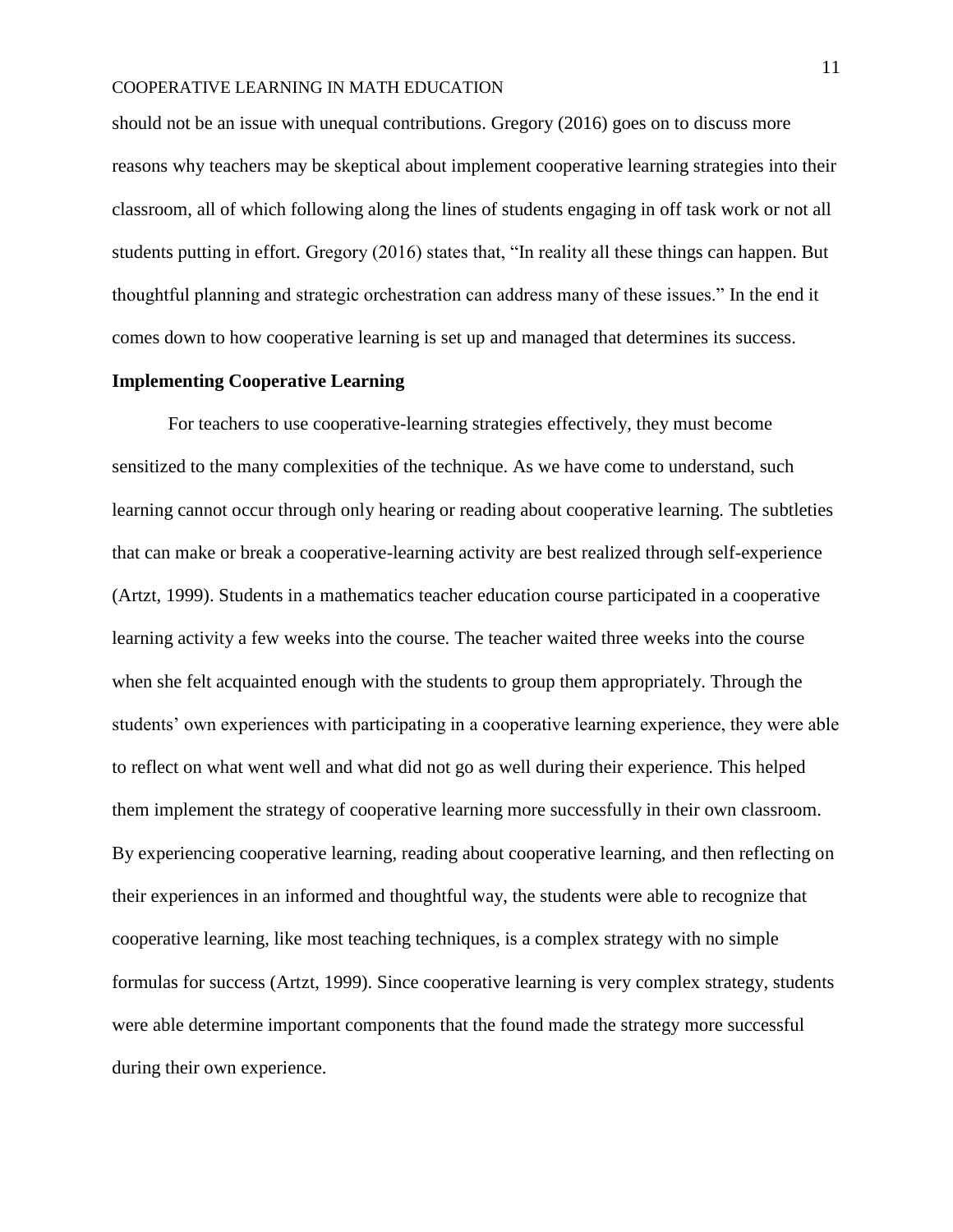should not be an issue with unequal contributions. Gregory (2016) goes on to discuss more reasons why teachers may be skeptical about implement cooperative learning strategies into their classroom, all of which following along the lines of students engaging in off task work or not all students putting in effort. Gregory (2016) states that, "In reality all these things can happen. But thoughtful planning and strategic orchestration can address many of these issues." In the end it comes down to how cooperative learning is set up and managed that determines its success.

**Implementing Cooperative Learning**

For teachers to use cooperative-learning strategies effectively, they must become sensitized to the many complexities of the technique. As we have come to understand, such learning cannot occur through only hearing or reading about cooperative learning. The subtleties that can make or break a cooperative-learning activity are best realized through self-experience (Artzt, 1999). Students in a mathematics teacher education course participated in a cooperative learning activity a few weeks into the course. The teacher waited three weeks into the course when she felt acquainted enough with the students to group them appropriately. Through the students' own experiences with participating in a cooperative learning experience, they were able to reflect on what went well and what did not go as well during their experience. This helped them implement the strategy of cooperative learning more successfully in their own classroom. By experiencing cooperative learning, reading about cooperative learning, and then reflecting on their experiences in an informed and thoughtful way, the students were able to recognize that cooperative learning, like most teaching techniques, is a complex strategy with no simple formulas for success (Artzt, 1999). Since cooperative learning is very complex strategy, students were able determine important components that the found made the strategy more successful during their own experience.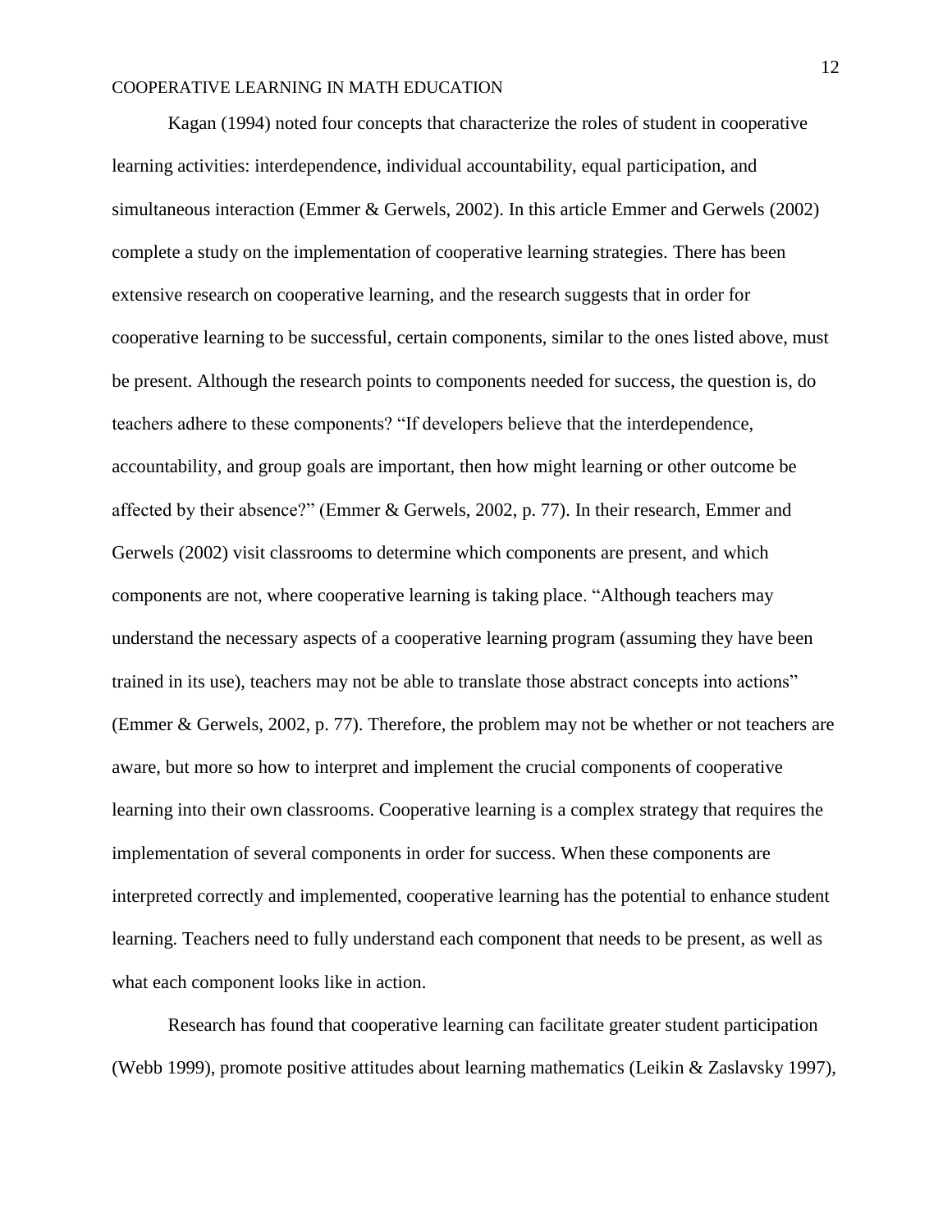Kagan (1994) noted four concepts that characterize the roles of student in cooperative learning activities: interdependence, individual accountability, equal participation, and simultaneous interaction (Emmer & Gerwels, 2002). In this article Emmer and Gerwels (2002) complete a study on the implementation of cooperative learning strategies. There has been extensive research on cooperative learning, and the research suggests that in order for cooperative learning to be successful, certain components, similar to the ones listed above, must be present. Although the research points to components needed for success, the question is, do teachers adhere to these components? "If developers believe that the interdependence, accountability, and group goals are important, then how might learning or other outcome be affected by their absence?" (Emmer & Gerwels, 2002, p. 77). In their research, Emmer and Gerwels (2002) visit classrooms to determine which components are present, and which components are not, where cooperative learning is taking place. "Although teachers may understand the necessary aspects of a cooperative learning program (assuming they have been trained in its use), teachers may not be able to translate those abstract concepts into actions" (Emmer & Gerwels, 2002, p. 77). Therefore, the problem may not be whether or not teachers are aware, but more so how to interpret and implement the crucial components of cooperative learning into their own classrooms. Cooperative learning is a complex strategy that requires the implementation of several components in order for success. When these components are interpreted correctly and implemented, cooperative learning has the potential to enhance student learning. Teachers need to fully understand each component that needs to be present, as well as what each component looks like in action.

Research has found that cooperative learning can facilitate greater student participation (Webb 1999), promote positive attitudes about learning mathematics (Leikin & Zaslavsky 1997),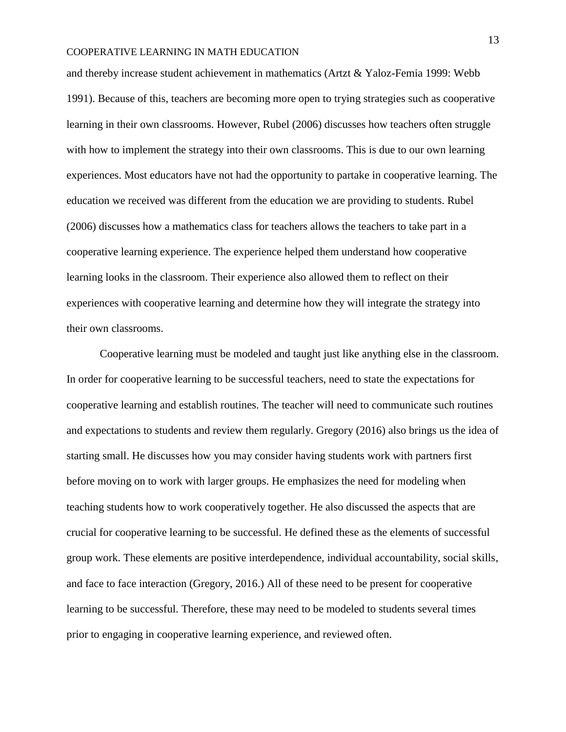and thereby increase student achievement in mathematics (Artzt & Yaloz-Femia 1999: Webb 1991). Because of this, teachers are becoming more open to trying strategies such as cooperative learning in their own classrooms. However, Rubel (2006) discusses how teachers often struggle with how to implement the strategy into their own classrooms. This is due to our own learning experiences. Most educators have not had the opportunity to partake in cooperative learning. The education we received was different from the education we are providing to students. Rubel (2006) discusses how a mathematics class for teachers allows the teachers to take part in a cooperative learning experience. The experience helped them understand how cooperative learning looks in the classroom. Their experience also allowed them to reflect on their experiences with cooperative learning and determine how they will integrate the strategy into their own classrooms.

Cooperative learning must be modeled and taught just like anything else in the classroom. In order for cooperative learning to be successful teachers, need to state the expectations for cooperative learning and establish routines. The teacher will need to communicate such routines and expectations to students and review them regularly. Gregory (2016) also brings us the idea of starting small. He discusses how you may consider having students work with partners first before moving on to work with larger groups. He emphasizes the need for modeling when teaching students how to work cooperatively together. He also discussed the aspects that are crucial for cooperative learning to be successful. He defined these as the elements of successful group work. These elements are positive interdependence, individual accountability, social skills, and face to face interaction (Gregory, 2016.) All of these need to be present for cooperative learning to be successful. Therefore, these may need to be modeled to students several times prior to engaging in cooperative learning experience, and reviewed often.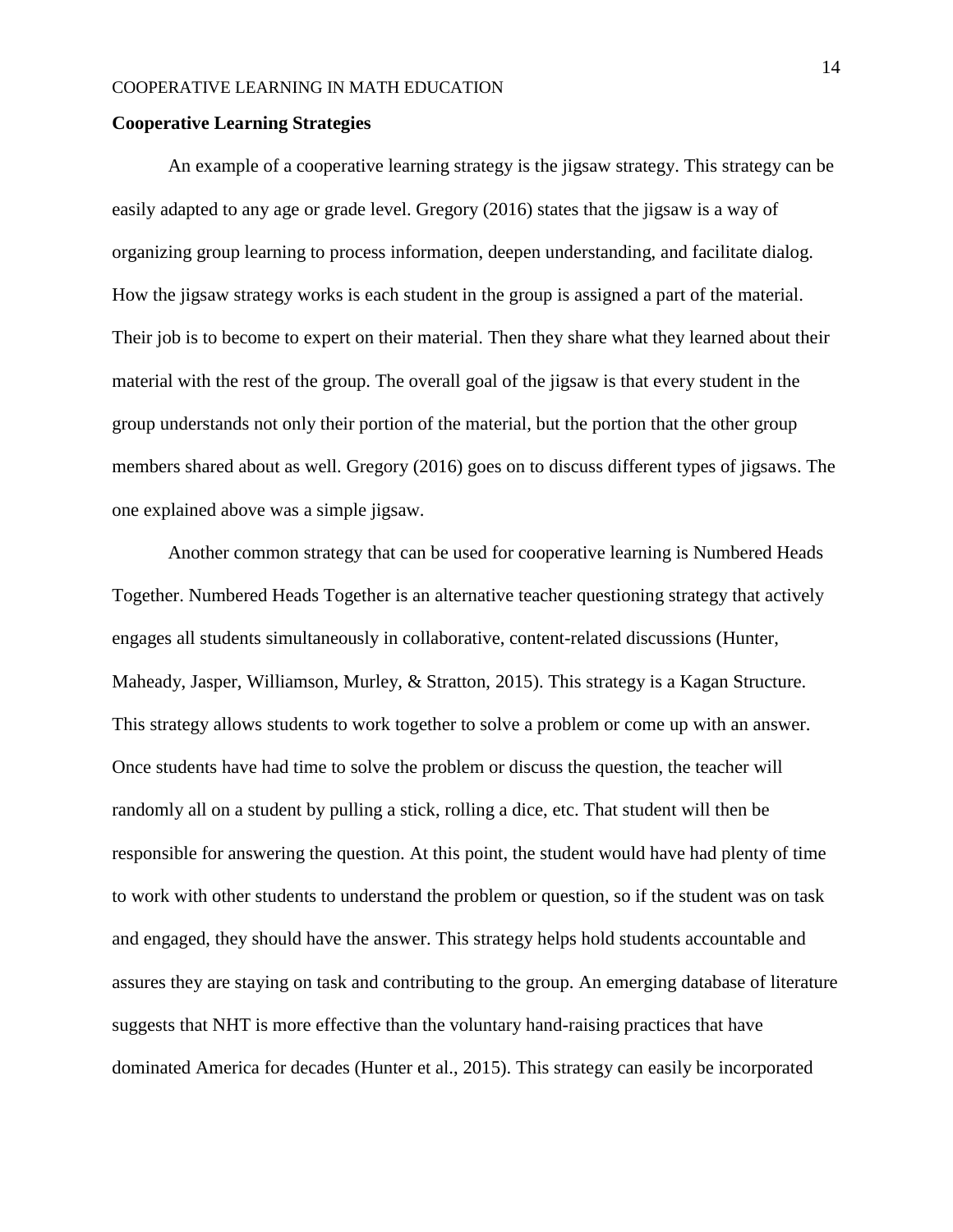**Cooperative Learning Strategies**

An example of a cooperative learning strategy is the jigsaw strategy. This strategy can be easily adapted to any age or grade level. Gregory (2016) states that the jigsaw is a way of organizing group learning to process information, deepen understanding, and facilitate dialog. How the jigsaw strategy works is each student in the group is assigned a part of the material. Their job is to become to expert on their material. Then they share what they learned about their material with the rest of the group. The overall goal of the jigsaw is that every student in the group understands not only their portion of the material, but the portion that the other group members shared about as well. Gregory (2016) goes on to discuss different types of jigsaws. The one explained above was a simple jigsaw.

Another common strategy that can be used for cooperative learning is Numbered Heads Together. Numbered Heads Together is an alternative teacher questioning strategy that actively engages all students simultaneously in collaborative, content-related discussions (Hunter, Maheady, Jasper, Williamson, Murley, & Stratton, 2015). This strategy is a Kagan Structure. This strategy allows students to work together to solve a problem or come up with an answer. Once students have had time to solve the problem or discuss the question, the teacher will randomly all on a student by pulling a stick, rolling a dice, etc. That student will then be responsible for answering the question. At this point, the student would have had plenty of time to work with other students to understand the problem or question, so if the student was on task and engaged, they should have the answer. This strategy helps hold students accountable and assures they are staying on task and contributing to the group. An emerging database of literature suggests that NHT is more effective than the voluntary hand-raising practices that have dominated America for decades (Hunter et al., 2015). This strategy can easily be incorporated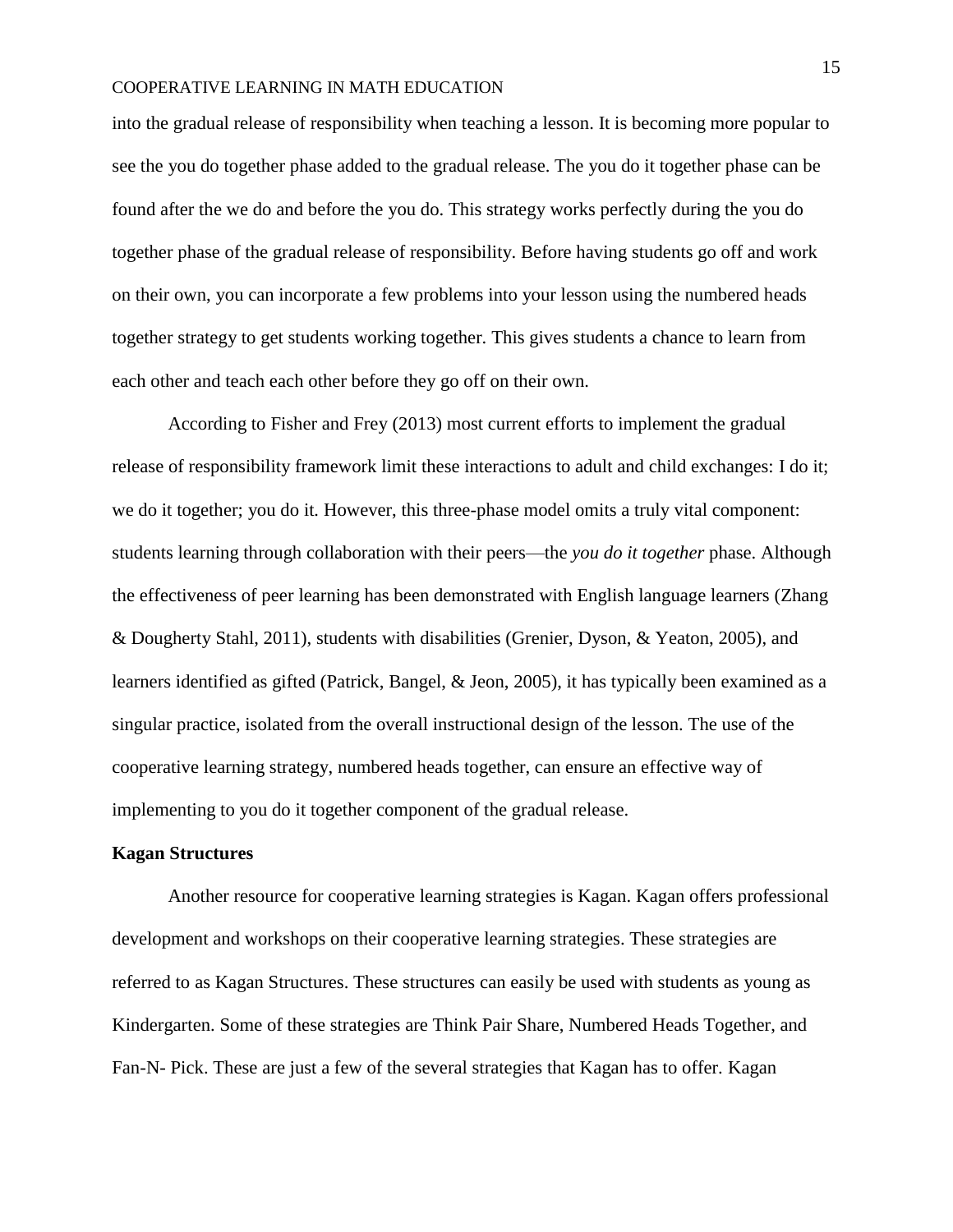into the gradual release of responsibility when teaching a lesson. It is becoming more popular to see the you do together phase added to the gradual release. The you do it together phase can be found after the we do and before the you do. This strategy works perfectly during the you do together phase of the gradual release of responsibility. Before having students go off and work on their own, you can incorporate a few problems into your lesson using the numbered heads together strategy to get students working together. This gives students a chance to learn from each other and teach each other before they go off on their own.

According to Fisher and Frey (2013) most current efforts to implement the gradual release of responsibility framework limit these interactions to adult and child exchanges: I do it; we do it together; you do it. However, this three-phase model omits a truly vital component: students learning through collaboration with their peers—the *you do it together* phase. Although the effectiveness of peer learning has been demonstrated with English language learners (Zhang & Dougherty Stahl, 2011), students with disabilities (Grenier, Dyson, & Yeaton, 2005), and learners identified as gifted (Patrick, Bangel, & Jeon, 2005), it has typically been examined as a singular practice, isolated from the overall instructional design of the lesson. The use of the cooperative learning strategy, numbered heads together, can ensure an effective way of implementing to you do it together component of the gradual release.

**Kagan Structures**

Another resource for cooperative learning strategies is Kagan. Kagan offers professional development and workshops on their cooperative learning strategies. These strategies are referred to as Kagan Structures. These structures can easily be used with students as young as Kindergarten. Some of these strategies are Think Pair Share, Numbered Heads Together, and Fan-N- Pick. These are just a few of the several strategies that Kagan has to offer. Kagan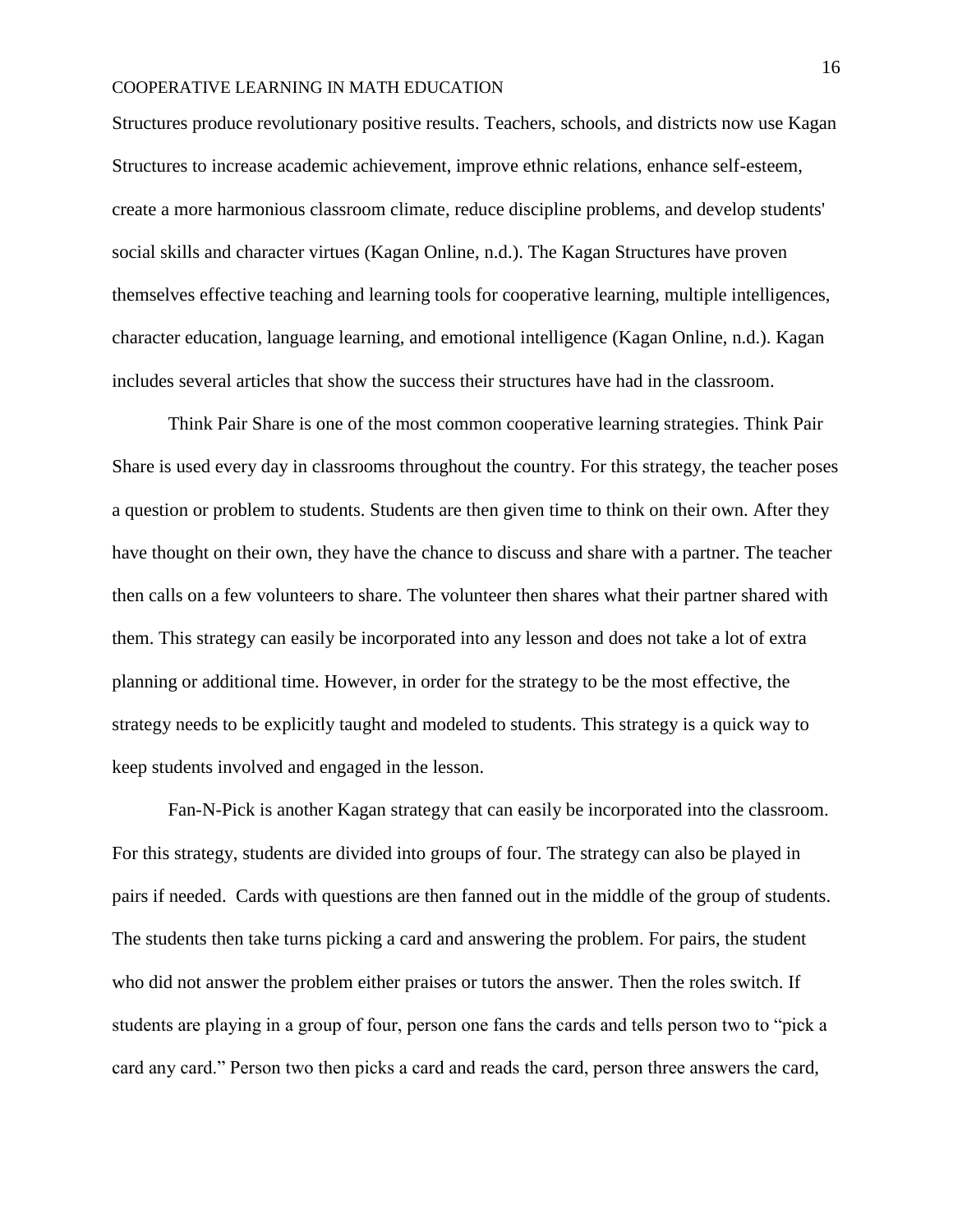Structures produce revolutionary positive results. Teachers, schools, and districts now use Kagan Structures to increase academic achievement, improve ethnic relations, enhance self-esteem, create a more harmonious classroom climate, reduce discipline problems, and develop students' social skills and character virtues (Kagan Online, n.d.). The Kagan Structures have proven themselves effective teaching and learning tools for cooperative learning, multiple intelligences, character education, language learning, and emotional intelligence (Kagan Online, n.d.). Kagan includes several articles that show the success their structures have had in the classroom.

Think Pair Share is one of the most common cooperative learning strategies. Think Pair Share is used every day in classrooms throughout the country. For this strategy, the teacher poses a question or problem to students. Students are then given time to think on their own. After they have thought on their own, they have the chance to discuss and share with a partner. The teacher then calls on a few volunteers to share. The volunteer then shares what their partner shared with them. This strategy can easily be incorporated into any lesson and does not take a lot of extra planning or additional time. However, in order for the strategy to be the most effective, the strategy needs to be explicitly taught and modeled to students. This strategy is a quick way to keep students involved and engaged in the lesson.

Fan-N-Pick is another Kagan strategy that can easily be incorporated into the classroom. For this strategy, students are divided into groups of four. The strategy can also be played in pairs if needed. Cards with questions are then fanned out in the middle of the group of students. The students then take turns picking a card and answering the problem. For pairs, the student who did not answer the problem either praises or tutors the answer. Then the roles switch. If students are playing in a group of four, person one fans the cards and tells person two to "pick a card any card." Person two then picks a card and reads the card, person three answers the card,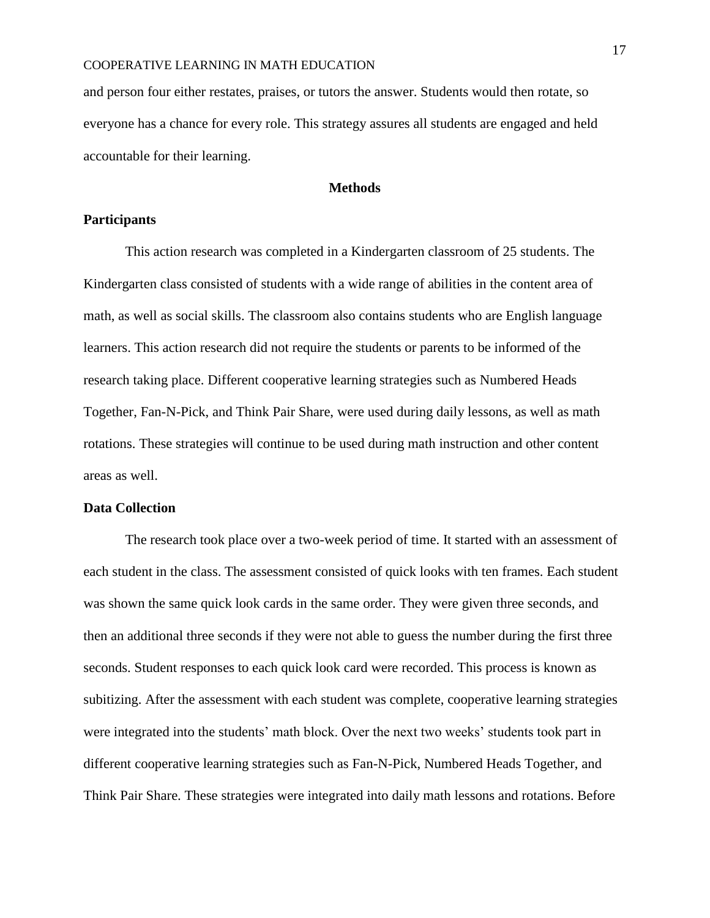and person four either restates, praises, or tutors the answer. Students would then rotate, so everyone has a chance for every role. This strategy assures all students are engaged and held accountable for their learning.

## Methods

### Participants

This action research was completed in a Kindergarten classroom of 25 students. The Kindergarten class consisted of students with a wide range of abilities in the content area of math, as well as social skills. The classroom also contains students who are English language learners. This action research did not require the students or parents to be informed of the research taking place. Different cooperative learning strategies such as Numbered Heads Together, Fan-N-Pick, and Think Pair Share, were used during daily lessons, as well as math rotations. These strategies will continue to be used during math instruction and other content areas as well.

### Data Collection

The research took place over a two-week period of time. It started with an assessment of each student in the class. The assessment consisted of quick looks with ten frames. Each student was shown the same quick look cards in the same order. They were given three seconds, and then an additional three seconds if they were not able to guess the number during the first three seconds. Student responses to each quick look card were recorded. This process is known as subitizing. After the assessment with each student was complete, cooperative learning strategies were integrated into the students' math block. Over the next two weeks' students took part in different cooperative learning strategies such as Fan-N-Pick, Numbered Heads Together, and Think Pair Share. These strategies were integrated into daily math lessons and rotations. Before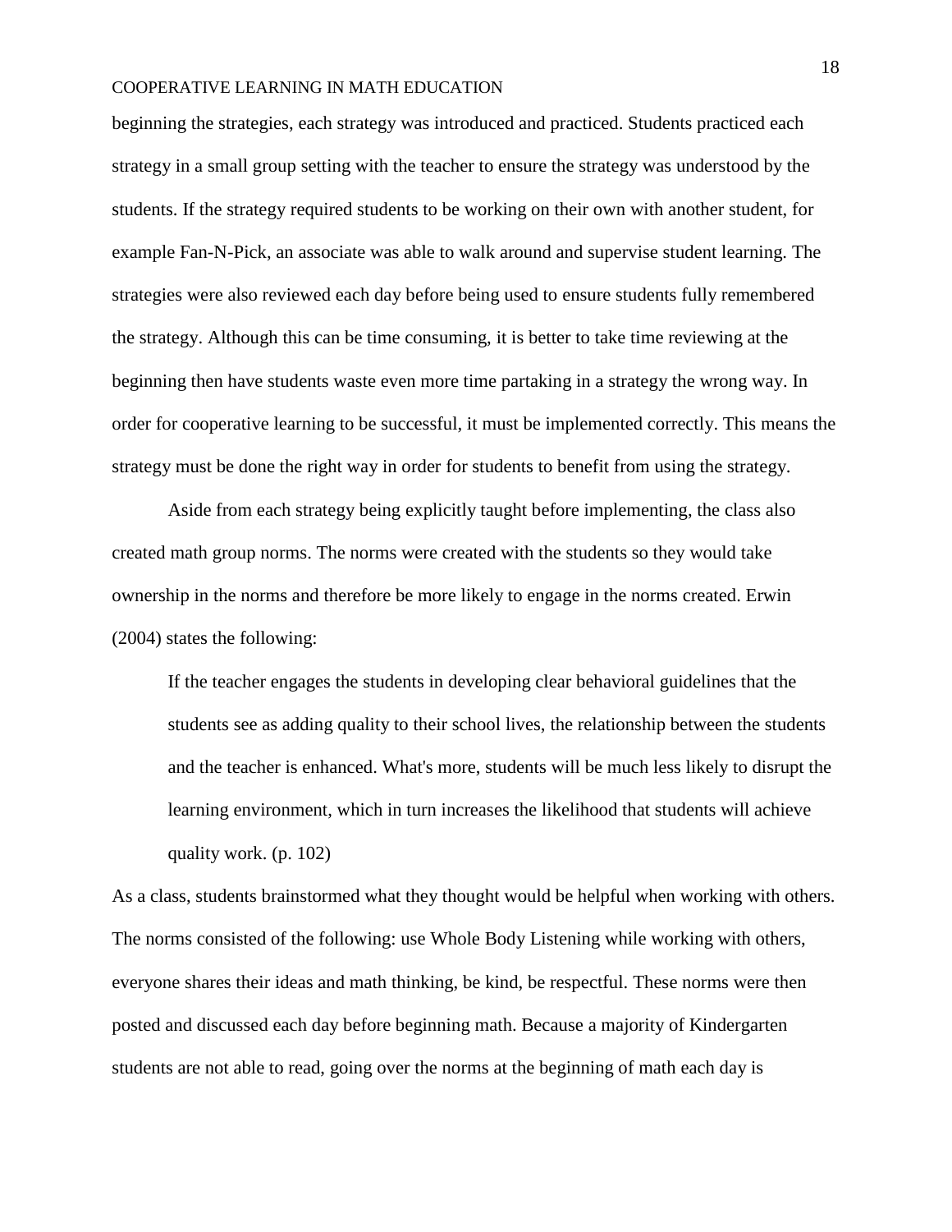beginning the strategies, each strategy was introduced and practiced. Students practiced each strategy in a small group setting with the teacher to ensure the strategy was understood by the students. If the strategy required students to be working on their own with another student, for example Fan-N-Pick, an associate was able to walk around and supervise student learning. The strategies were also reviewed each day before being used to ensure students fully remembered the strategy. Although this can be time consuming, it is better to take time reviewing at the beginning then have students waste even more time partaking in a strategy the wrong way. In order for cooperative learning to be successful, it must be implemented correctly. This means the strategy must be done the right way in order for students to benefit from using the strategy.

Aside from each strategy being explicitly taught before implementing, the class also created math group norms. The norms were created with the students so they would take ownership in the norms and therefore be more likely to engage in the norms created. Erwin (2004) states the following:

> If the teacher engages the students in developing clear behavioral guidelines that the students see as adding quality to their school lives, the relationship between the students and the teacher is enhanced. What's more, students will be much less likely to disrupt the learning environment, which in turn increases the likelihood that students will achieve quality work. (p. 102)

As a class, students brainstormed what they thought would be helpful when working with others. The norms consisted of the following: use Whole Body Listening while working with others, everyone shares their ideas and math thinking, be kind, be respectful. These norms were then posted and discussed each day before beginning math. Because a majority of Kindergarten students are not able to read, going over the norms at the beginning of math each day is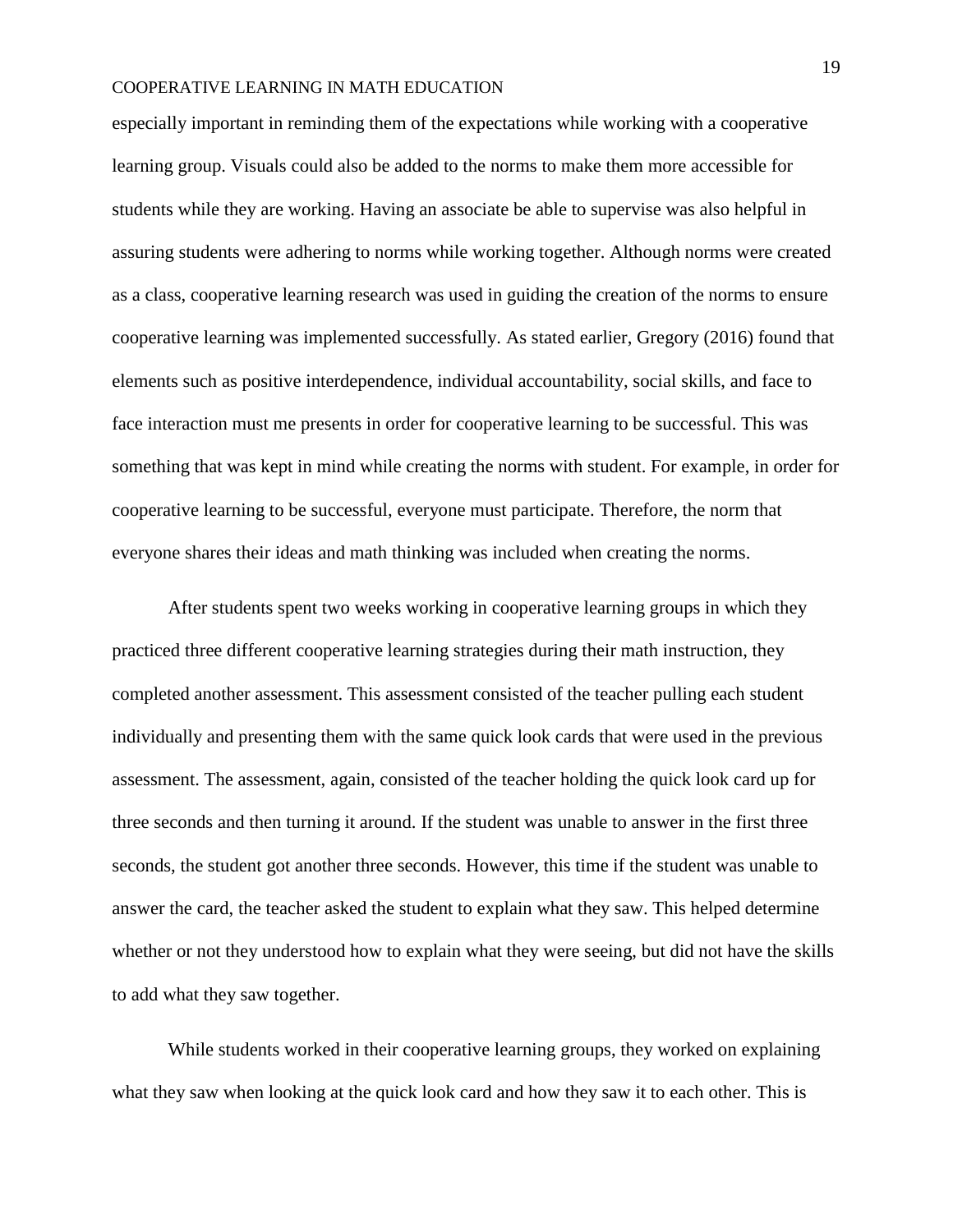especially important in reminding them of the expectations while working with a cooperative learning group. Visuals could also be added to the norms to make them more accessible for students while they are working. Having an associate be able to supervise was also helpful in assuring students were adhering to norms while working together. Although norms were created as a class, cooperative learning research was used in guiding the creation of the norms to ensure cooperative learning was implemented successfully. As stated earlier, Gregory (2016) found that elements such as positive interdependence, individual accountability, social skills, and face to face interaction must me presents in order for cooperative learning to be successful. This was something that was kept in mind while creating the norms with student. For example, in order for cooperative learning to be successful, everyone must participate. Therefore, the norm that everyone shares their ideas and math thinking was included when creating the norms.

After students spent two weeks working in cooperative learning groups in which they practiced three different cooperative learning strategies during their math instruction, they completed another assessment. This assessment consisted of the teacher pulling each student individually and presenting them with the same quick look cards that were used in the previous assessment. The assessment, again, consisted of the teacher holding the quick look card up for three seconds and then turning it around. If the student was unable to answer in the first three seconds, the student got another three seconds. However, this time if the student was unable to answer the card, the teacher asked the student to explain what they saw. This helped determine whether or not they understood how to explain what they were seeing, but did not have the skills to add what they saw together.

While students worked in their cooperative learning groups, they worked on explaining what they saw when looking at the quick look card and how they saw it to each other. This is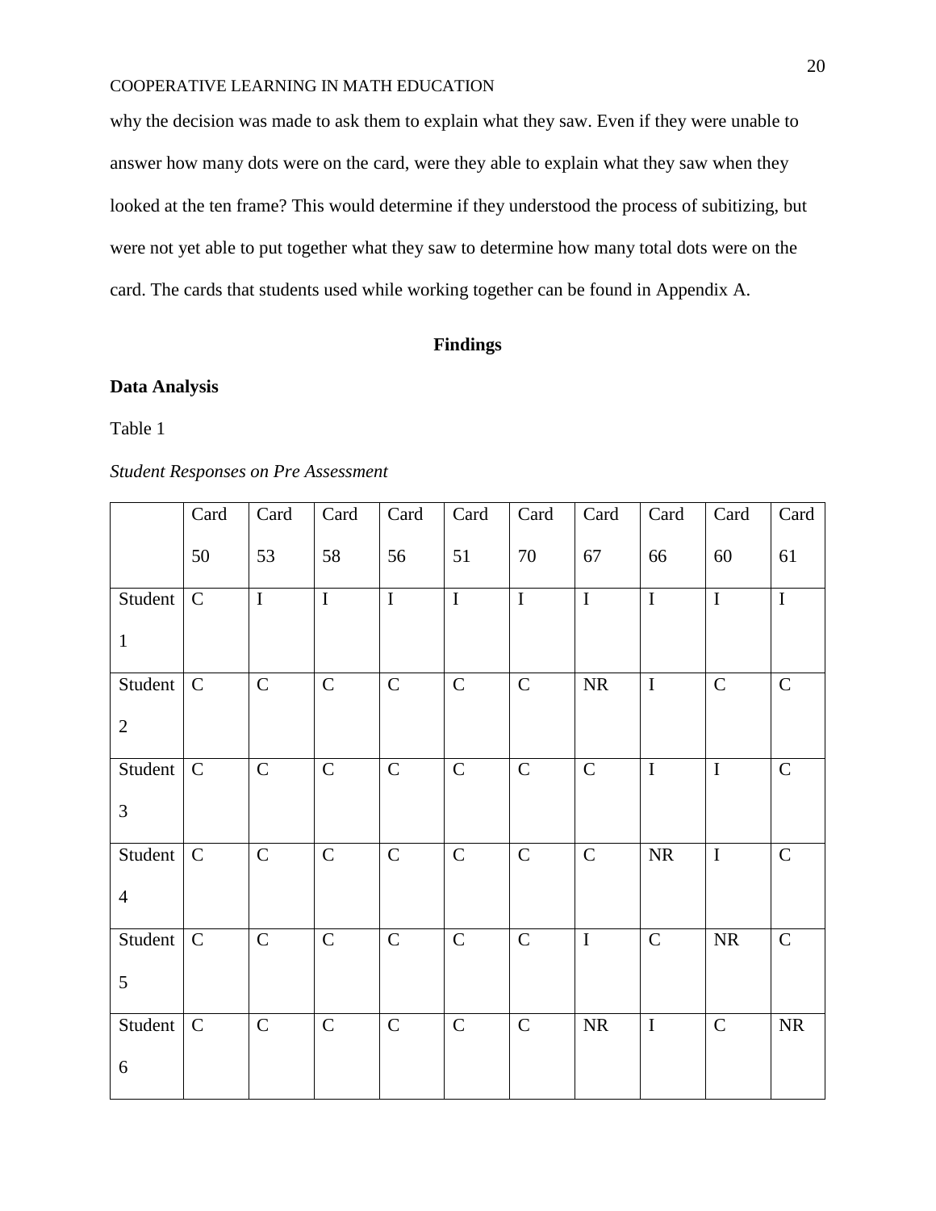why the decision was made to ask them to explain what they saw. Even if they were unable to answer how many dots were on the card, were they able to explain what they saw when they looked at the ten frame? This would determine if they understood the process of subitizing, but were not yet able to put together what they saw to determine how many total dots were on the card. The cards that students used while working together can be found in Appendix A.

## Findings

### Data Analysis

Table 1

*Student Responses on Pre Assessment*

| | Card 50 | Card 53 | Card 58 | Card 56 | Card 51 | Card 70 | Card 67 | Card 66 | Card 60 | Card 61 |
|---|---|---|---|---|---|---|---|---|---|---|
| Student 1 | C | I | I | I | I | I | I | I | I | I |
| Student 2 | C | C | C | C | C | C | NR | I | C | C |
| Student 3 | C | C | C | C | C | C | C | I | I | C |
| Student 4 | C | C | C | C | C | C | C | NR | I | C |
| Student 5 | C | C | C | C | C | C | I | C | NR | C |
| Student 6 | C | C | C | C | C | C | NR | I | C | NR |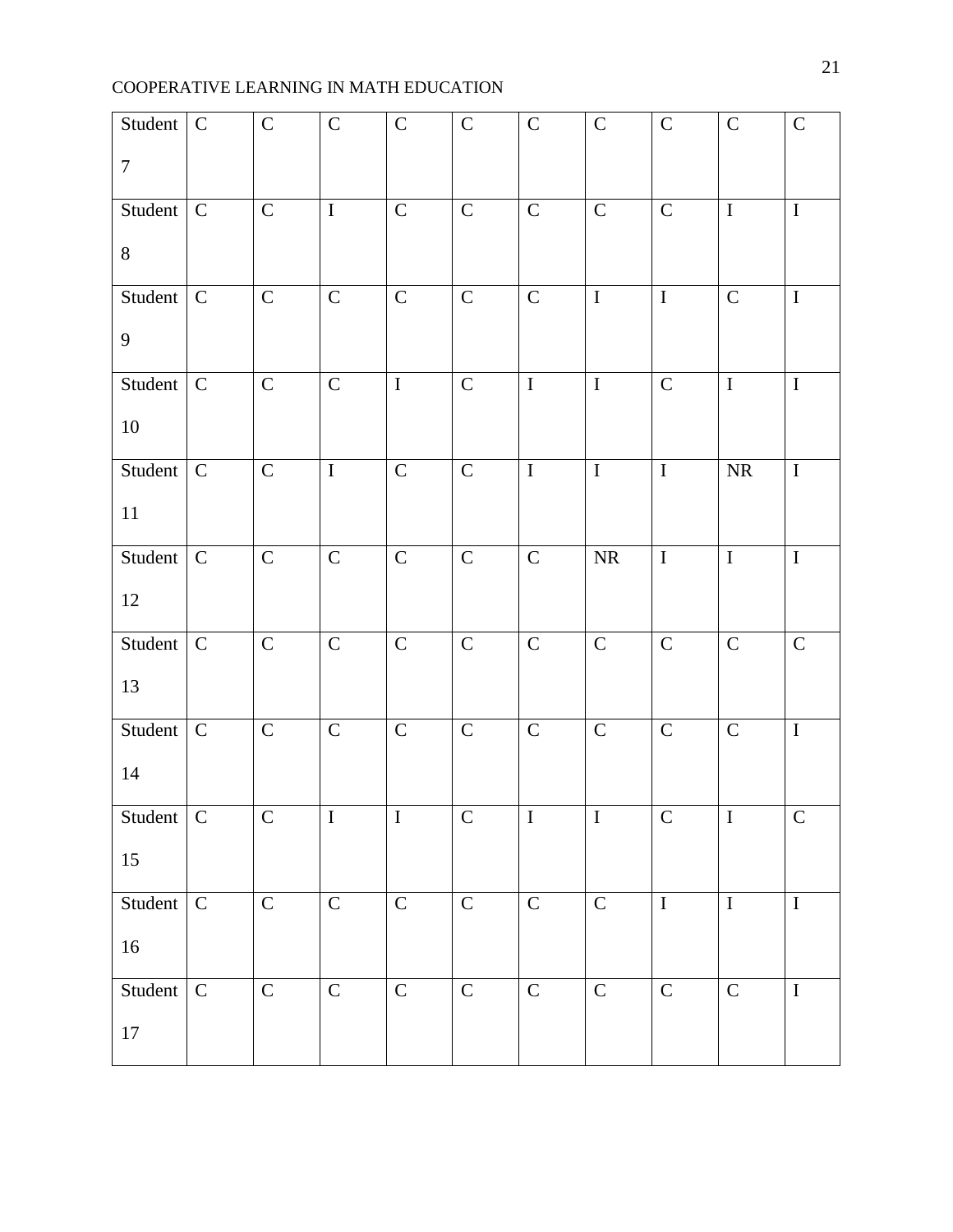| | | | | | | | | | | |
|---|---|---|---|---|---|---|---|---|---|---|
| Student 7 | C | C | C | C | C | C | C | C | C | C |
| Student 8 | C | C | I | C | C | C | C | C | I | I |
| Student 9 | C | C | C | C | C | C | I | I | C | I |
| Student 10 | C | C | C | I | C | I | I | C | I | I |
| Student 11 | C | C | I | C | C | I | I | I | NR | I |
| Student 12 | C | C | C | C | C | C | NR | I | I | I |
| Student 13 | C | C | C | C | C | C | C | C | C | C |
| Student 14 | C | C | C | C | C | C | C | C | C | I |
| Student 15 | C | C | I | I | C | I | I | C | I | C |
| Student 16 | C | C | C | C | C | C | C | I | I | I |
| Student 17 | C | C | C | C | C | C | C | C | C | I |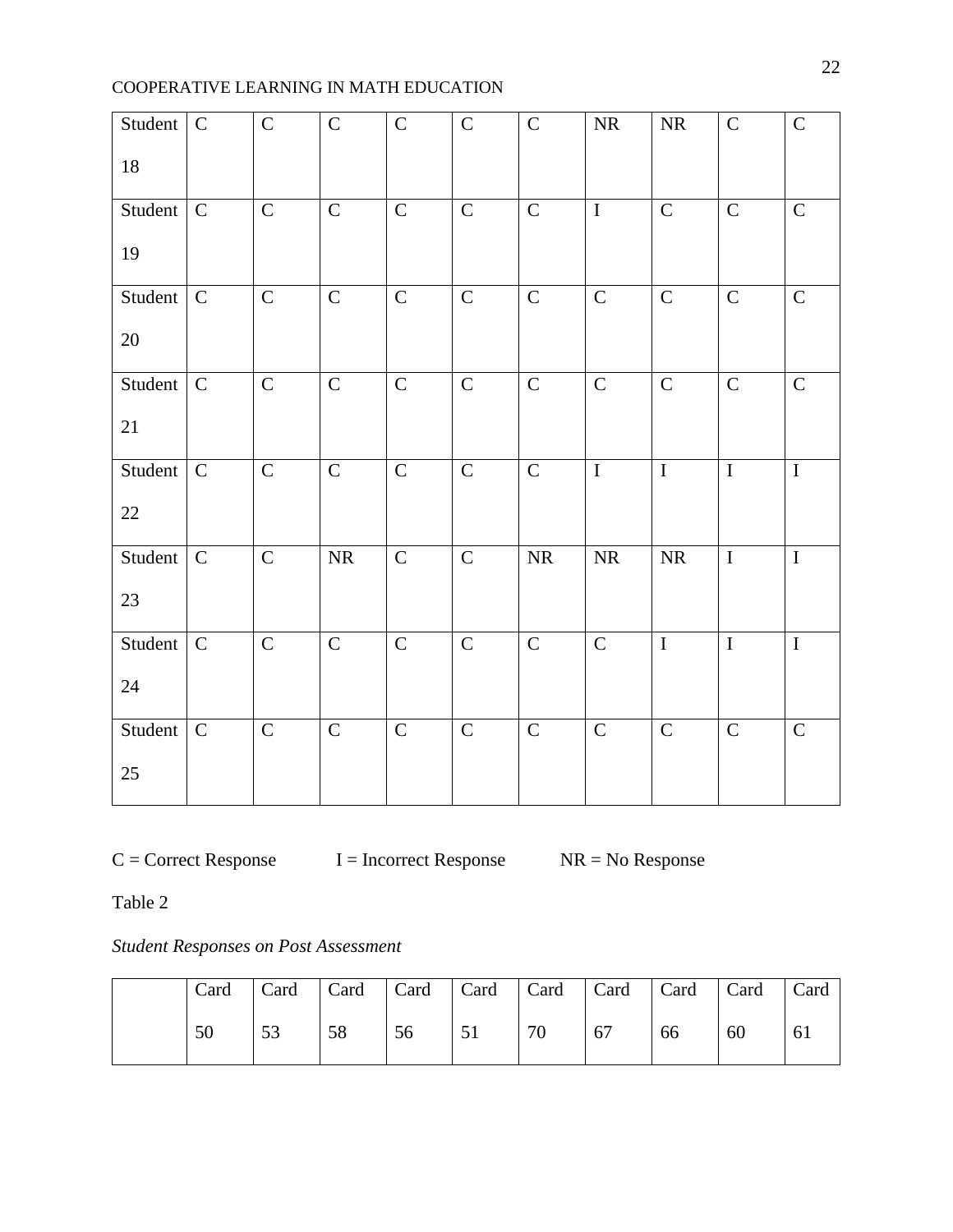| | | | | | | | | | | |
|---|---|---|---|---|---|---|---|---|---|---|
| Student 18 | C | C | C | C | C | C | NR | NR | C | C |
| Student 19 | C | C | C | C | C | C | I | C | C | C |
| Student 20 | C | C | C | C | C | C | C | C | C | C |
| Student 21 | C | C | C | C | C | C | C | C | C | C |
| Student 22 | C | C | C | C | C | C | I | I | I | I |
| Student 23 | C | C | NR | C | C | NR | NR | NR | I | I |
| Student 24 | C | C | C | C | C | C | C | I | I | I |
| Student 25 | C | C | C | C | C | C | C | C | C | C |

C = Correct Response I = Incorrect Response NR = No Response

Table 2

*Student Responses on Post Assessment*

| | Card 50 | Card 53 | Card 58 | Card 56 | Card 51 | Card 70 | Card 67 | Card 66 | Card 60 | Card 61 |
|---|---|---|---|---|---|---|---|---|---|---|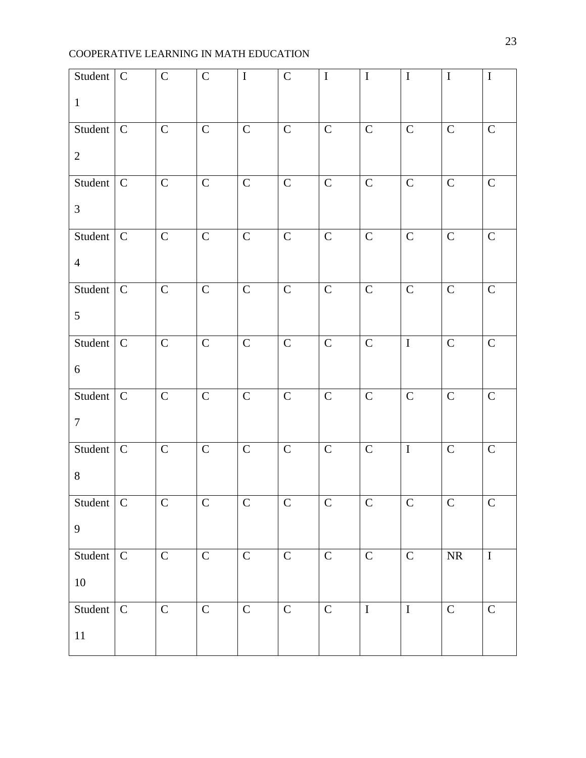| | | | | | | | | | | |
|---|---|---|---|---|---|---|---|---|---|---|
| Student 1 | C | C | C | I | C | I | I | I | I | I |
| Student 2 | C | C | C | C | C | C | C | C | C | C |
| Student 3 | C | C | C | C | C | C | C | C | C | C |
| Student 4 | C | C | C | C | C | C | C | C | C | C |
| Student 5 | C | C | C | C | C | C | C | C | C | C |
| Student 6 | C | C | C | C | C | C | C | I | C | C |
| Student 7 | C | C | C | C | C | C | C | C | C | C |
| Student 8 | C | C | C | C | C | C | C | I | C | C |
| Student 9 | C | C | C | C | C | C | C | C | C | C |
| Student 10 | C | C | C | C | C | C | C | C | NR | I |
| Student 11 | C | C | C | C | C | C | I | I | C | C |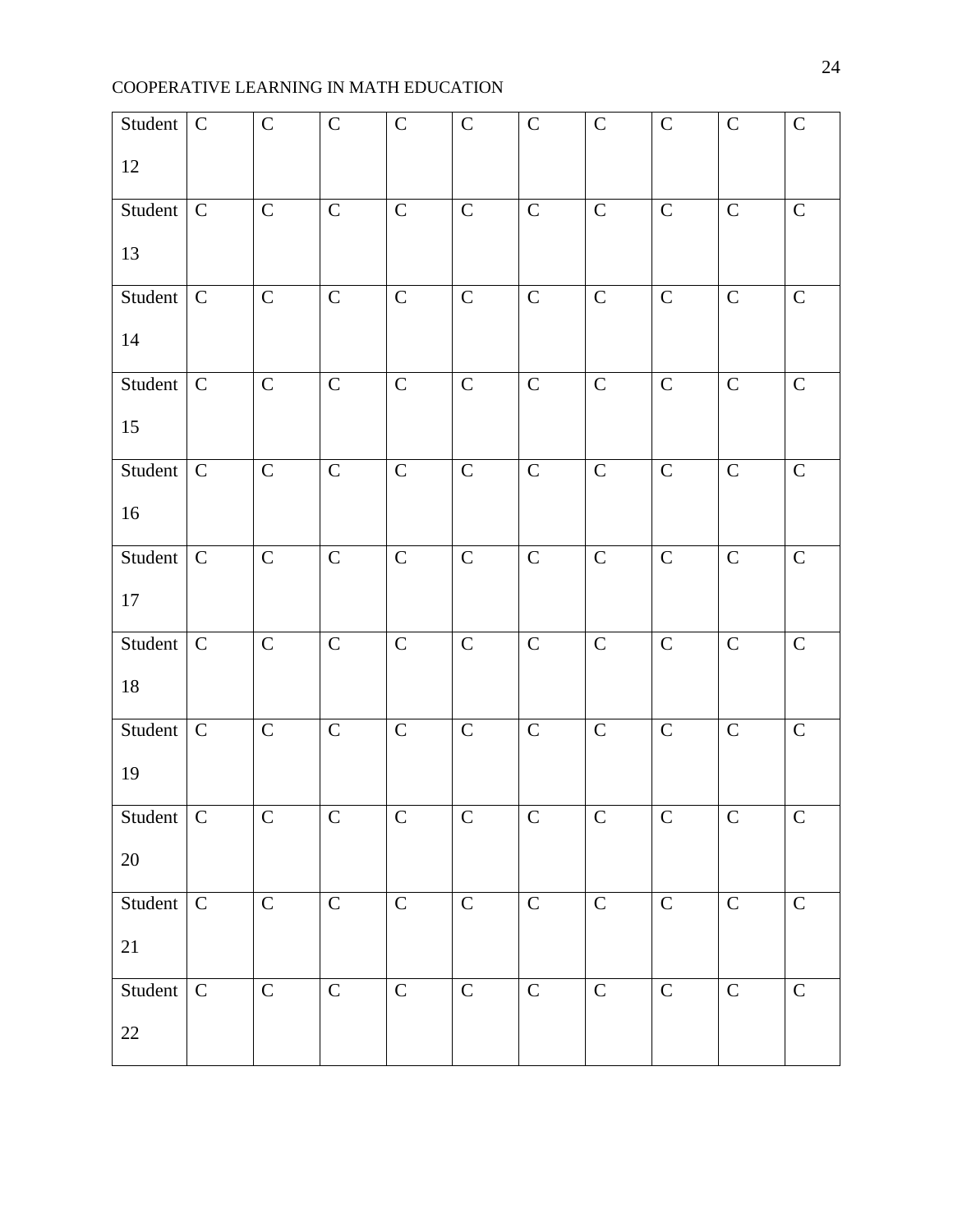| | | | | | | | | | | |
|---|---|---|---|---|---|---|---|---|---|---|
| Student 12 | C | C | C | C | C | C | C | C | C | C |
| Student 13 | C | C | C | C | C | C | C | C | C | C |
| Student 14 | C | C | C | C | C | C | C | C | C | C |
| Student 15 | C | C | C | C | C | C | C | C | C | C |
| Student 16 | C | C | C | C | C | C | C | C | C | C |
| Student 17 | C | C | C | C | C | C | C | C | C | C |
| Student 18 | C | C | C | C | C | C | C | C | C | C |
| Student 19 | C | C | C | C | C | C | C | C | C | C |
| Student 20 | C | C | C | C | C | C | C | C | C | C |
| Student 21 | C | C | C | C | C | C | C | C | C | C |
| Student 22 | C | C | C | C | C | C | C | C | C | C |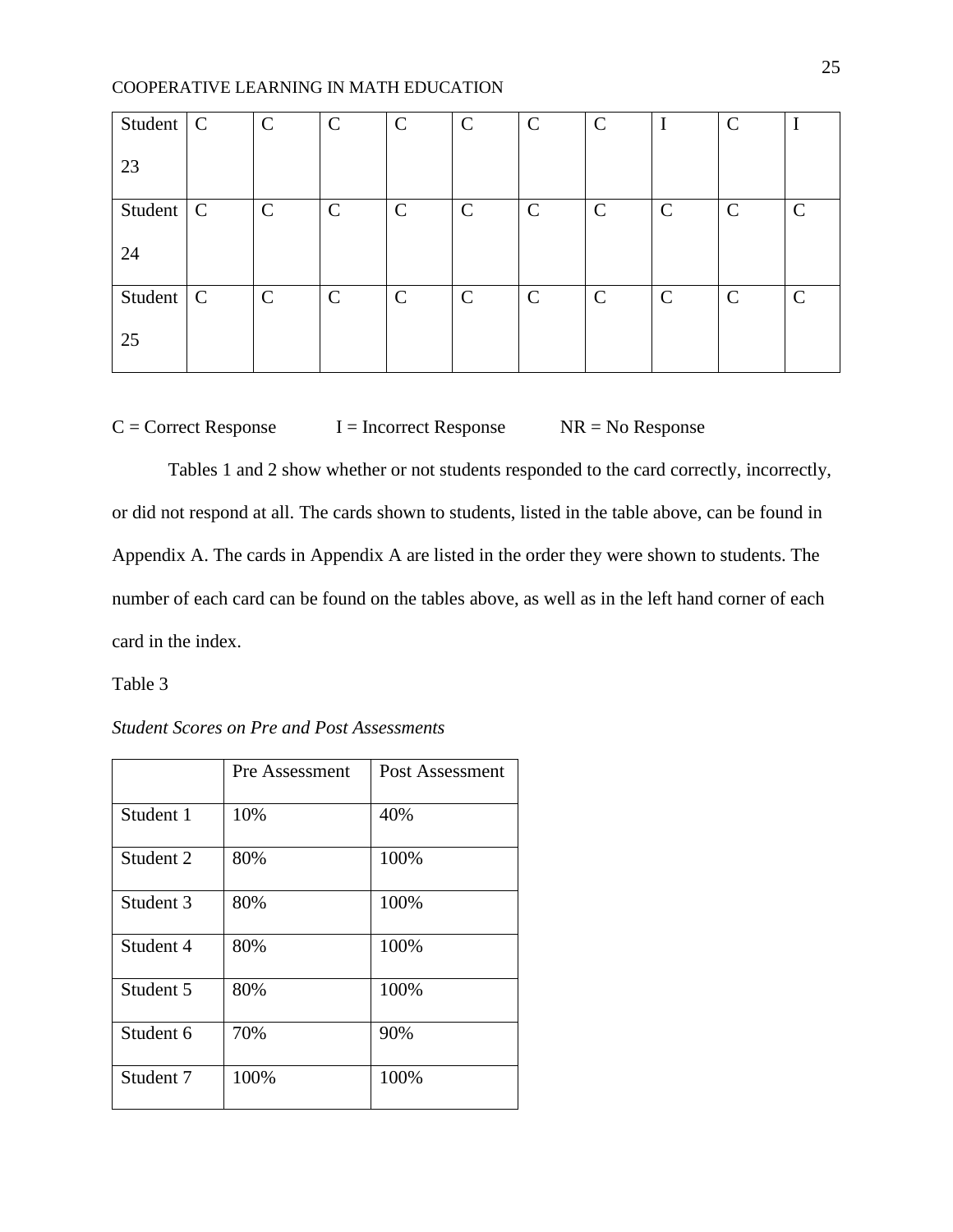| | | | | | | | | | | |
|---|---|---|---|---|---|---|---|---|---|---|
| Student 23 | C | C | C | C | C | C | C | I | C | I |
| Student 24 | C | C | C | C | C | C | C | C | C | C |
| Student 25 | C | C | C | C | C | C | C | C | C | C |

C = Correct Response I = Incorrect Response NR = No Response

Tables 1 and 2 show whether or not students responded to the card correctly, incorrectly, or did not respond at all. The cards shown to students, listed in the table above, can be found in Appendix A. The cards in Appendix A are listed in the order they were shown to students. The number of each card can be found on the tables above, as well as in the left hand corner of each card in the index.

Table 3

*Student Scores on Pre and Post Assessments*

| | Pre Assessment | Post Assessment |
|---|---|---|
| Student 1 | 10% | 40% |
| Student 2 | 80% | 100% |
| Student 3 | 80% | 100% |
| Student 4 | 80% | 100% |
| Student 5 | 80% | 100% |
| Student 6 | 70% | 90% |
| Student 7 | 100% | 100% |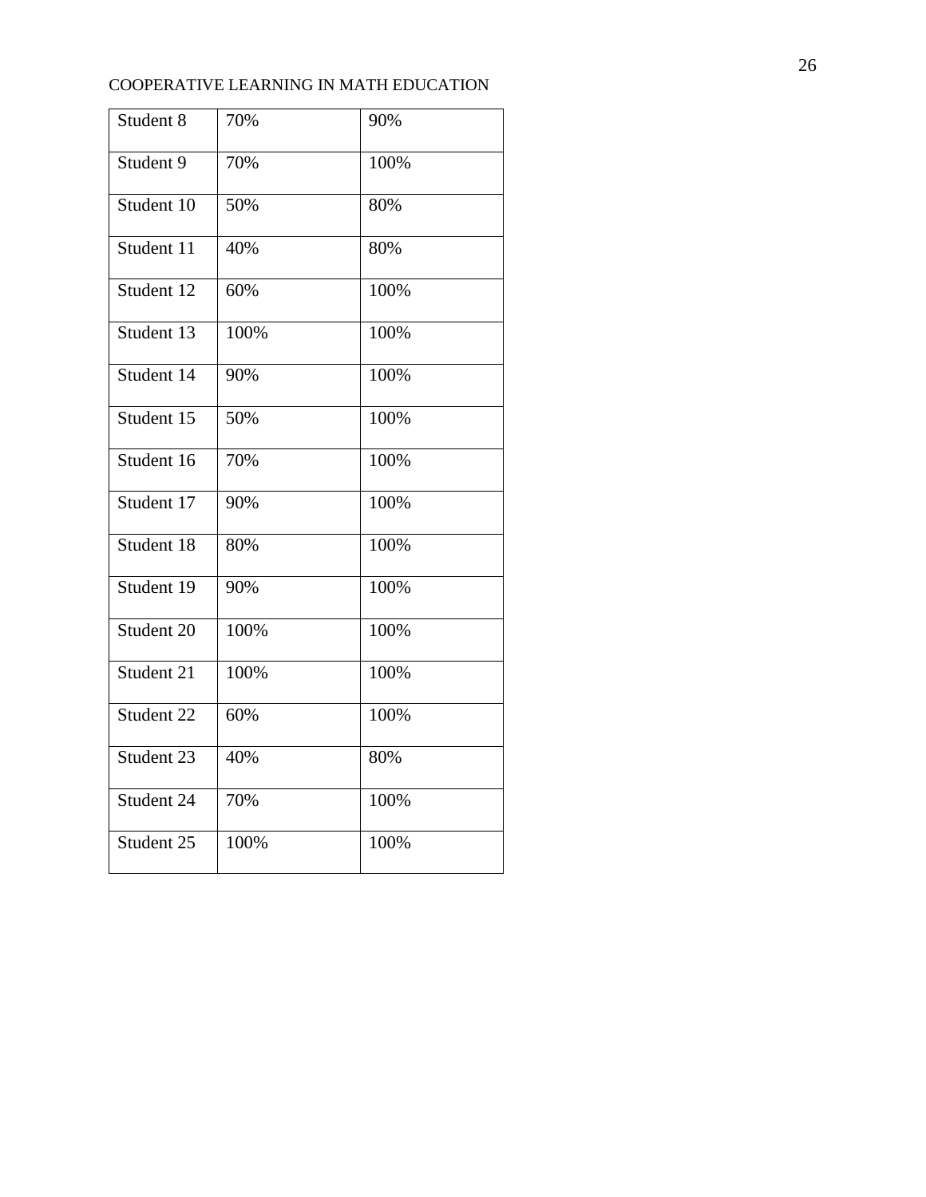| | | |
|---|---|---|
| Student 8 | 70% | 90% |
| Student 9 | 70% | 100% |
| Student 10 | 50% | 80% |
| Student 11 | 40% | 80% |
| Student 12 | 60% | 100% |
| Student 13 | 100% | 100% |
| Student 14 | 90% | 100% |
| Student 15 | 50% | 100% |
| Student 16 | 70% | 100% |
| Student 17 | 90% | 100% |
| Student 18 | 80% | 100% |
| Student 19 | 90% | 100% |
| Student 20 | 100% | 100% |
| Student 21 | 100% | 100% |
| Student 22 | 60% | 100% |
| Student 23 | 40% | 80% |
| Student 24 | 70% | 100% |
| Student 25 | 100% | 100% |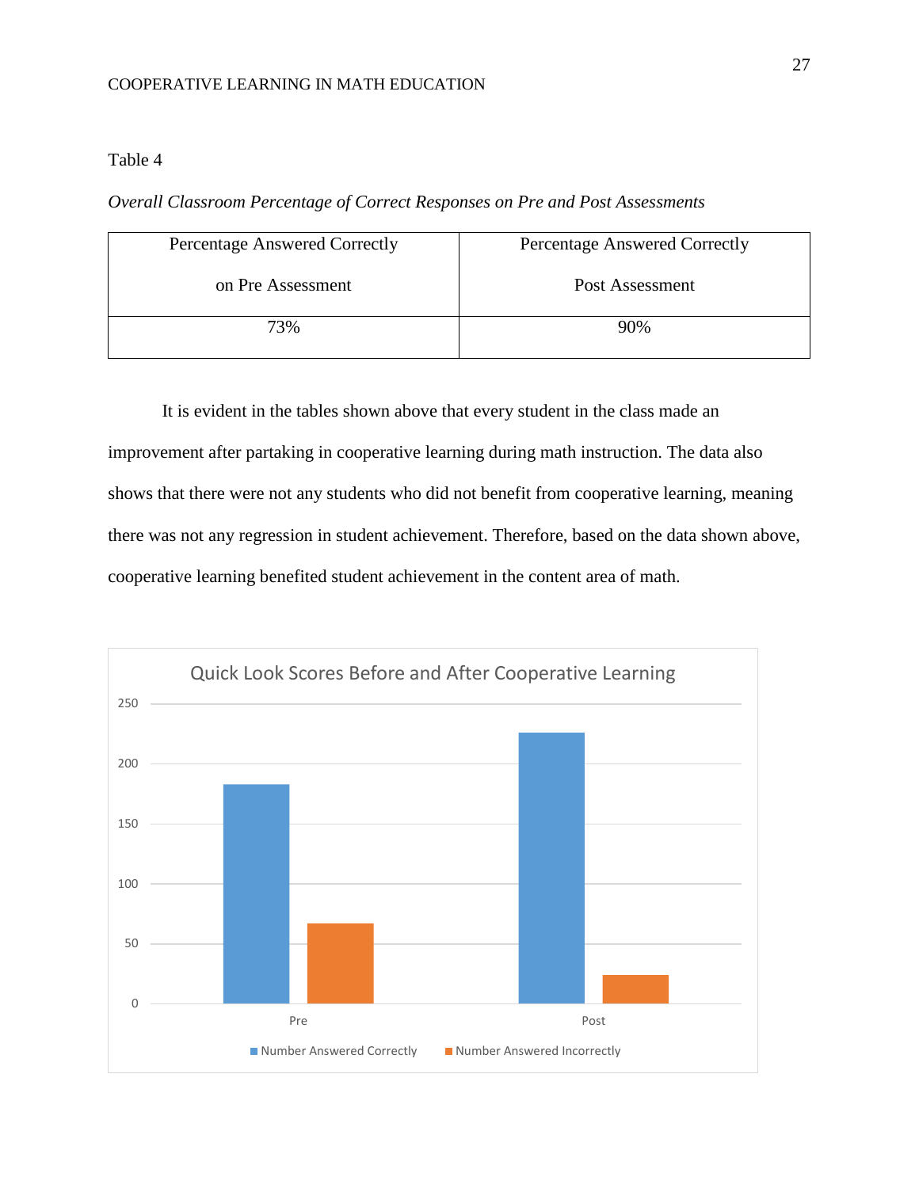Table 4

*Overall Classroom Percentage of Correct Responses on Pre and Post Assessments*

| Percentage Answered Correctly on Pre Assessment | Percentage Answered Correctly Post Assessment |
|---|---|
| 73% | 90% |

It is evident in the tables shown above that every student in the class made an improvement after partaking in cooperative learning during math instruction. The data also shows that there were not any students who did not benefit from cooperative learning, meaning there was not any regression in student achievement. Therefore, based on the data shown above, cooperative learning benefited student achievement in the content area of math.

Quick Look Scores Before and After Cooperative Learning

250
200
150
100
50
0

Pre
Post

Number Answered Correctly
Number Answered Incorrectly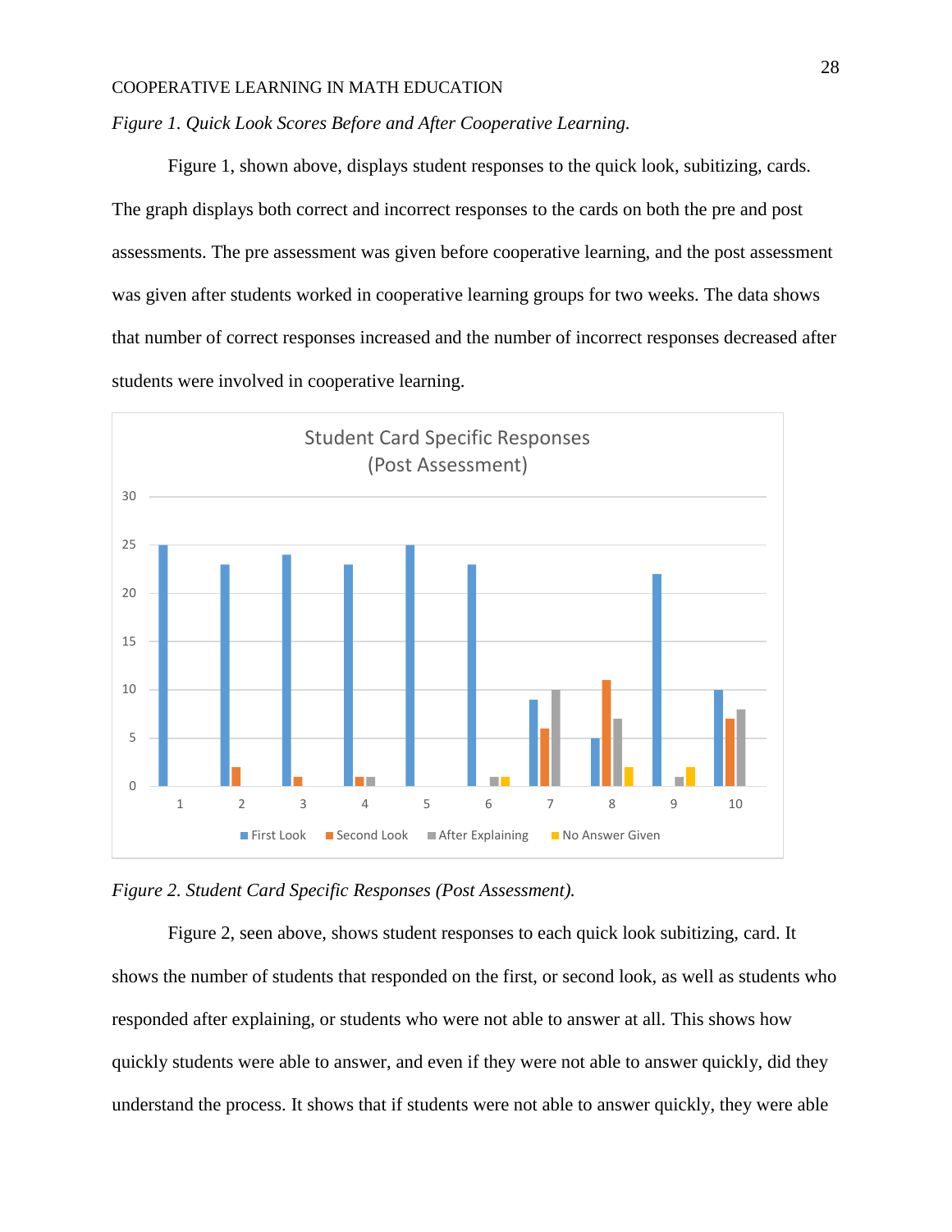*Figure 1. Quick Look Scores Before and After Cooperative Learning.*

Figure 1, shown above, displays student responses to the quick look, subitizing, cards. The graph displays both correct and incorrect responses to the cards on both the pre and post assessments. The pre assessment was given before cooperative learning, and the post assessment was given after students worked in cooperative learning groups for two weeks. The data shows that number of correct responses increased and the number of incorrect responses decreased after students were involved in cooperative learning.

Student Card Specific Responses
(Post Assessment)

30
25
20
15
10
5
0

1 2 3 4 5 6 7 8 9 10

First Look Second Look After Explaining No Answer Given

*Figure 2. Student Card Specific Responses (Post Assessment).*

Figure 2, seen above, shows student responses to each quick look subitizing, card. It shows the number of students that responded on the first, or second look, as well as students who responded after explaining, or students who were not able to answer at all. This shows how quickly students were able to answer, and even if they were not able to answer quickly, did they understand the process. It shows that if students were not able to answer quickly, they were able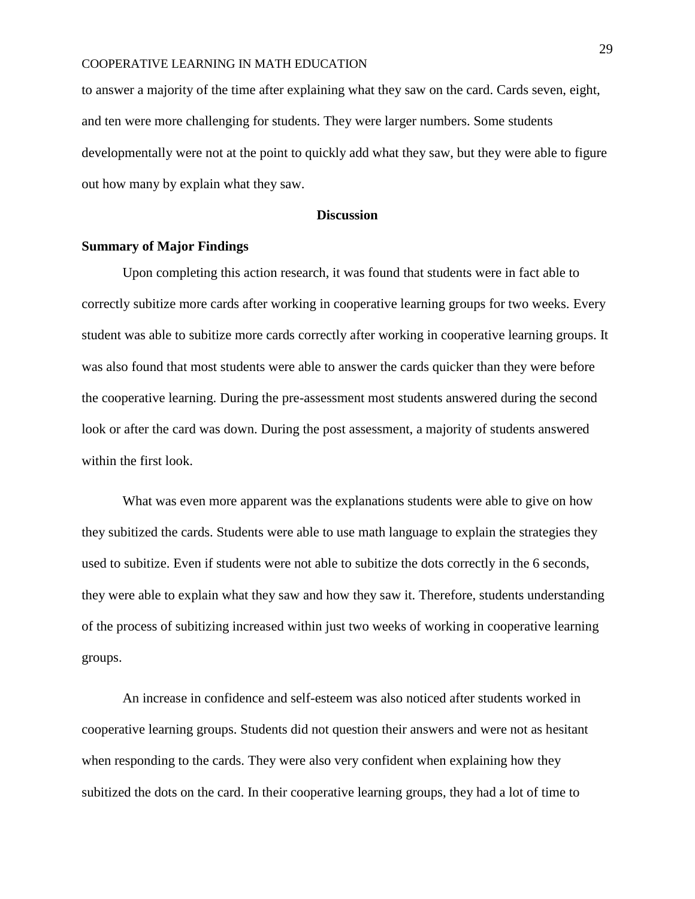to answer a majority of the time after explaining what they saw on the card. Cards seven, eight, and ten were more challenging for students. They were larger numbers. Some students developmentally were not at the point to quickly add what they saw, but they were able to figure out how many by explain what they saw.

# Discussion

## Summary of Major Findings

Upon completing this action research, it was found that students were in fact able to correctly subitize more cards after working in cooperative learning groups for two weeks. Every student was able to subitize more cards correctly after working in cooperative learning groups. It was also found that most students were able to answer the cards quicker than they were before the cooperative learning. During the pre-assessment most students answered during the second look or after the card was down. During the post assessment, a majority of students answered within the first look.

What was even more apparent was the explanations students were able to give on how they subitized the cards. Students were able to use math language to explain the strategies they used to subitize. Even if students were not able to subitize the dots correctly in the 6 seconds, they were able to explain what they saw and how they saw it. Therefore, students understanding of the process of subitizing increased within just two weeks of working in cooperative learning groups.

An increase in confidence and self-esteem was also noticed after students worked in cooperative learning groups. Students did not question their answers and were not as hesitant when responding to the cards. They were also very confident when explaining how they subitized the dots on the card. In their cooperative learning groups, they had a lot of time to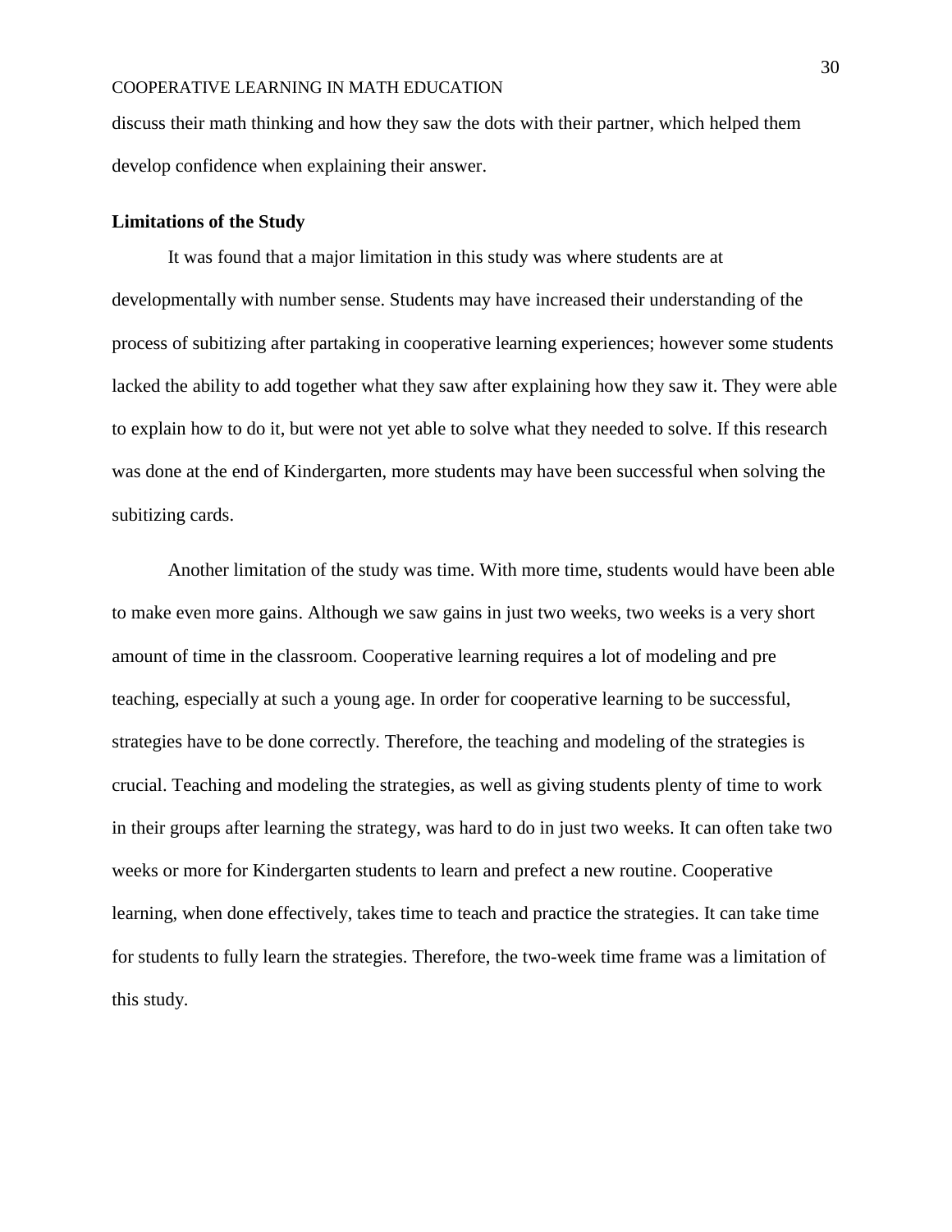discuss their math thinking and how they saw the dots with their partner, which helped them develop confidence when explaining their answer.

## Limitations of the Study

It was found that a major limitation in this study was where students are at developmentally with number sense. Students may have increased their understanding of the process of subitizing after partaking in cooperative learning experiences; however some students lacked the ability to add together what they saw after explaining how they saw it. They were able to explain how to do it, but were not yet able to solve what they needed to solve. If this research was done at the end of Kindergarten, more students may have been successful when solving the subitizing cards.

Another limitation of the study was time. With more time, students would have been able to make even more gains. Although we saw gains in just two weeks, two weeks is a very short amount of time in the classroom. Cooperative learning requires a lot of modeling and pre teaching, especially at such a young age. In order for cooperative learning to be successful, strategies have to be done correctly. Therefore, the teaching and modeling of the strategies is crucial. Teaching and modeling the strategies, as well as giving students plenty of time to work in their groups after learning the strategy, was hard to do in just two weeks. It can often take two weeks or more for Kindergarten students to learn and prefect a new routine. Cooperative learning, when done effectively, takes time to teach and practice the strategies. It can take time for students to fully learn the strategies. Therefore, the two-week time frame was a limitation of this study.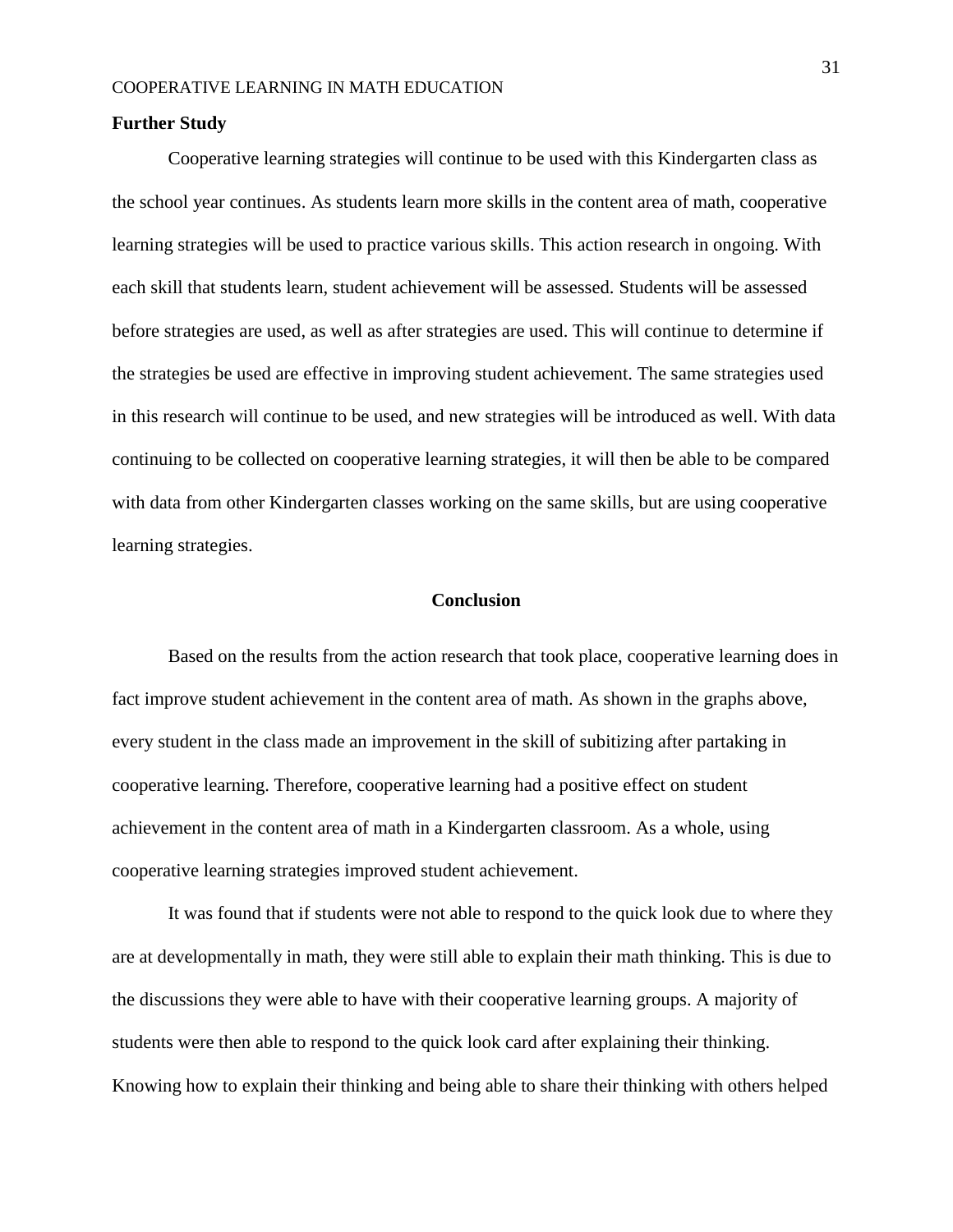**Further Study**

Cooperative learning strategies will continue to be used with this Kindergarten class as the school year continues. As students learn more skills in the content area of math, cooperative learning strategies will be used to practice various skills. This action research in ongoing. With each skill that students learn, student achievement will be assessed. Students will be assessed before strategies are used, as well as after strategies are used. This will continue to determine if the strategies be used are effective in improving student achievement. The same strategies used in this research will continue to be used, and new strategies will be introduced as well. With data continuing to be collected on cooperative learning strategies, it will then be able to be compared with data from other Kindergarten classes working on the same skills, but are using cooperative learning strategies.

## Conclusion

Based on the results from the action research that took place, cooperative learning does in fact improve student achievement in the content area of math. As shown in the graphs above, every student in the class made an improvement in the skill of subitizing after partaking in cooperative learning. Therefore, cooperative learning had a positive effect on student achievement in the content area of math in a Kindergarten classroom. As a whole, using cooperative learning strategies improved student achievement.

It was found that if students were not able to respond to the quick look due to where they are at developmentally in math, they were still able to explain their math thinking. This is due to the discussions they were able to have with their cooperative learning groups. A majority of students were then able to respond to the quick look card after explaining their thinking. Knowing how to explain their thinking and being able to share their thinking with others helped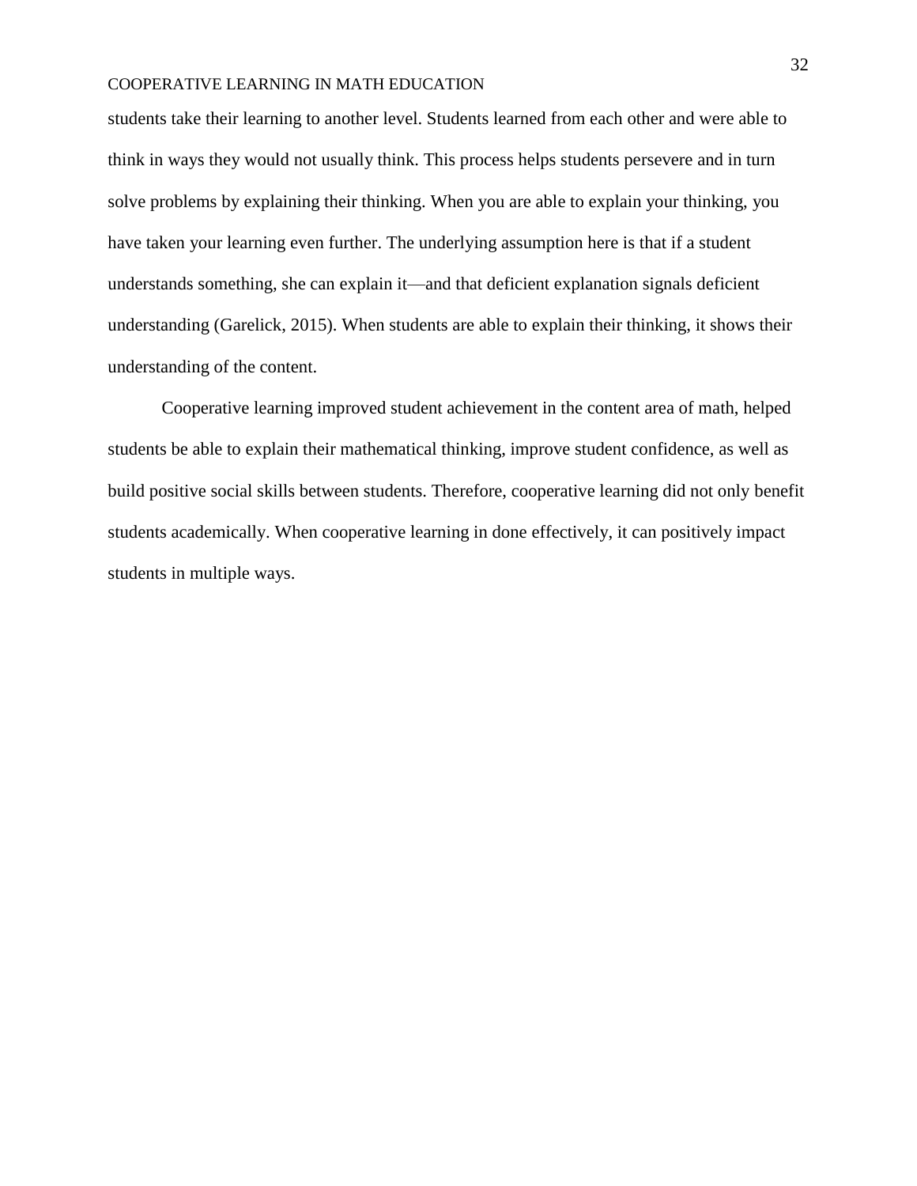students take their learning to another level. Students learned from each other and were able to think in ways they would not usually think. This process helps students persevere and in turn solve problems by explaining their thinking. When you are able to explain your thinking, you have taken your learning even further. The underlying assumption here is that if a student understands something, she can explain it—and that deficient explanation signals deficient understanding (Garelick, 2015). When students are able to explain their thinking, it shows their understanding of the content.

Cooperative learning improved student achievement in the content area of math, helped students be able to explain their mathematical thinking, improve student confidence, as well as build positive social skills between students. Therefore, cooperative learning did not only benefit students academically. When cooperative learning in done effectively, it can positively impact students in multiple ways.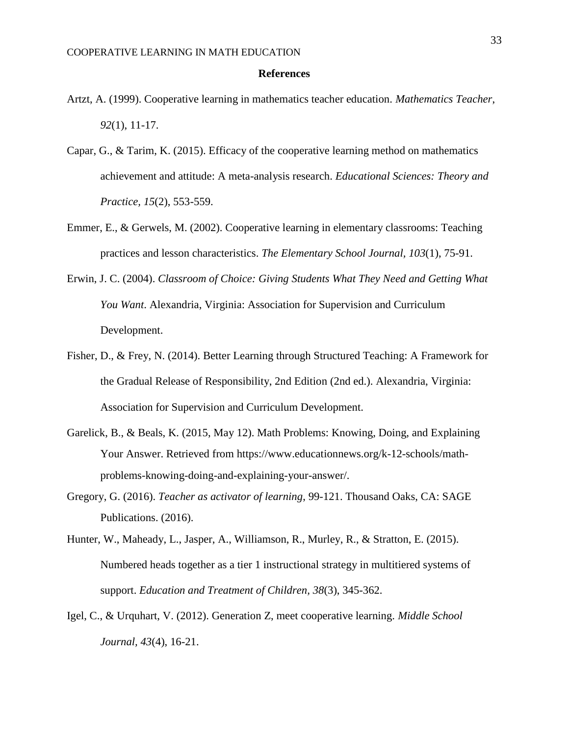## References

Artzt, A. (1999). Cooperative learning in mathematics teacher education. *Mathematics Teacher*, *92*(1), 11-17.

Capar, G., & Tarim, K. (2015). Efficacy of the cooperative learning method on mathematics achievement and attitude: A meta-analysis research. *Educational Sciences: Theory and Practice*, *15*(2), 553-559.

Emmer, E., & Gerwels, M. (2002). Cooperative learning in elementary classrooms: Teaching practices and lesson characteristics. *The Elementary School Journal*, *103*(1), 75-91.

Erwin, J. C. (2004). *Classroom of Choice: Giving Students What They Need and Getting What You Want*. Alexandria, Virginia: Association for Supervision and Curriculum Development.

Fisher, D., & Frey, N. (2014). Better Learning through Structured Teaching: A Framework for the Gradual Release of Responsibility, 2nd Edition (2nd ed.). Alexandria, Virginia: Association for Supervision and Curriculum Development.

Garelick, B., & Beals, K. (2015, May 12). Math Problems: Knowing, Doing, and Explaining Your Answer. Retrieved from https://www.educationnews.org/k-12-schools/math-problems-knowing-doing-and-explaining-your-answer/.

Gregory, G. (2016). *Teacher as activator of learning*, 99-121. Thousand Oaks, CA: SAGE Publications. (2016).

Hunter, W., Maheady, L., Jasper, A., Williamson, R., Murley, R., & Stratton, E. (2015). Numbered heads together as a tier 1 instructional strategy in multitiered systems of support. *Education and Treatment of Children*, *38*(3), 345-362.

Igel, C., & Urquhart, V. (2012). Generation Z, meet cooperative learning. *Middle School Journal*, *43*(4), 16-21.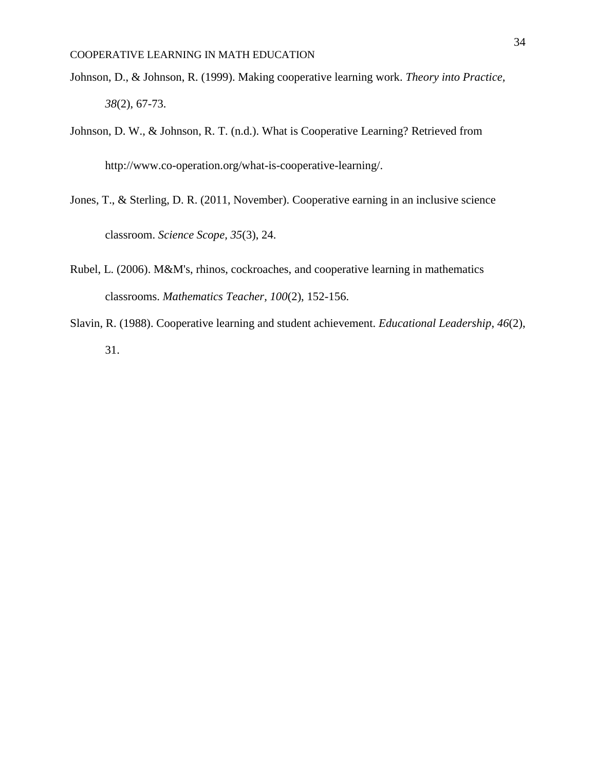Johnson, D., & Johnson, R. (1999). Making cooperative learning work. *Theory into Practice, 38*(2), 67-73.

Johnson, D. W., & Johnson, R. T. (n.d.). What is Cooperative Learning? Retrieved from http://www.co-operation.org/what-is-cooperative-learning/.

Jones, T., & Sterling, D. R. (2011, November). Cooperative earning in an inclusive science classroom. *Science Scope, 35*(3), 24.

Rubel, L. (2006). M&M's, rhinos, cockroaches, and cooperative learning in mathematics classrooms. *Mathematics Teacher, 100*(2), 152-156.

Slavin, R. (1988). Cooperative learning and student achievement. *Educational Leadership*, *46*(2), 31.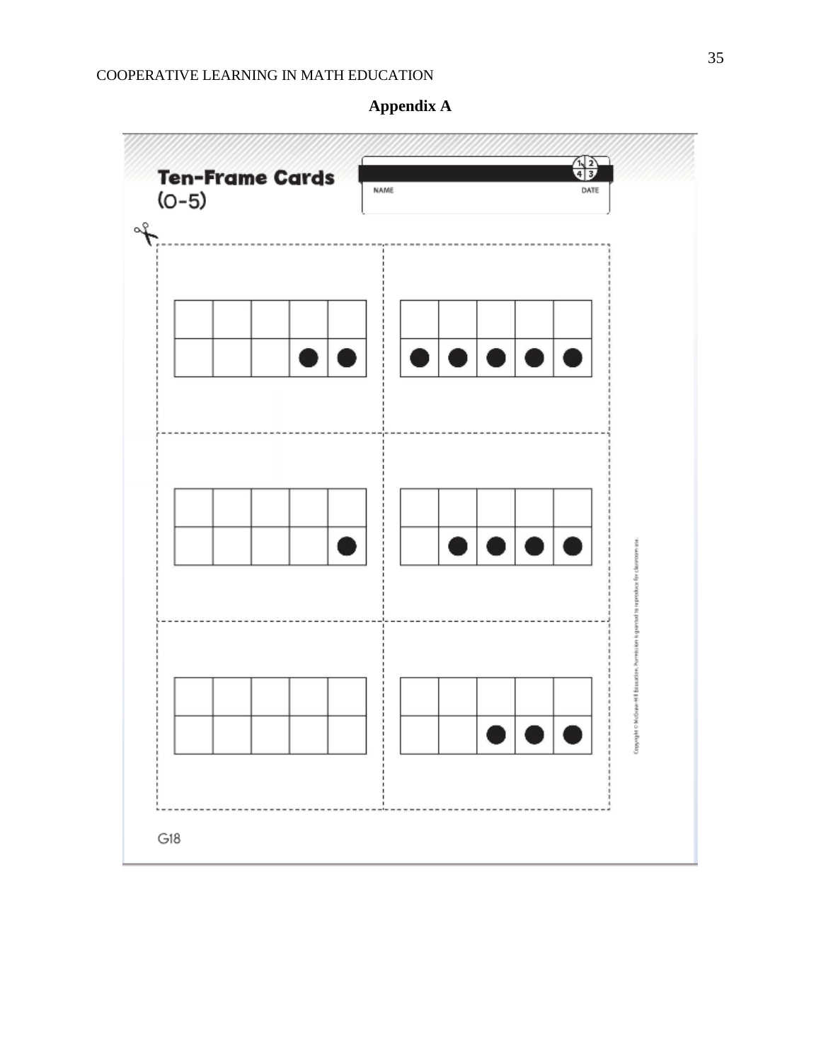## Appendix A

**Ten-Frame Cards**
**(0-5)**

NAME

DATE

G18

Copyright © McGraw-Hill Education. Permission is granted to reproduce for classroom use.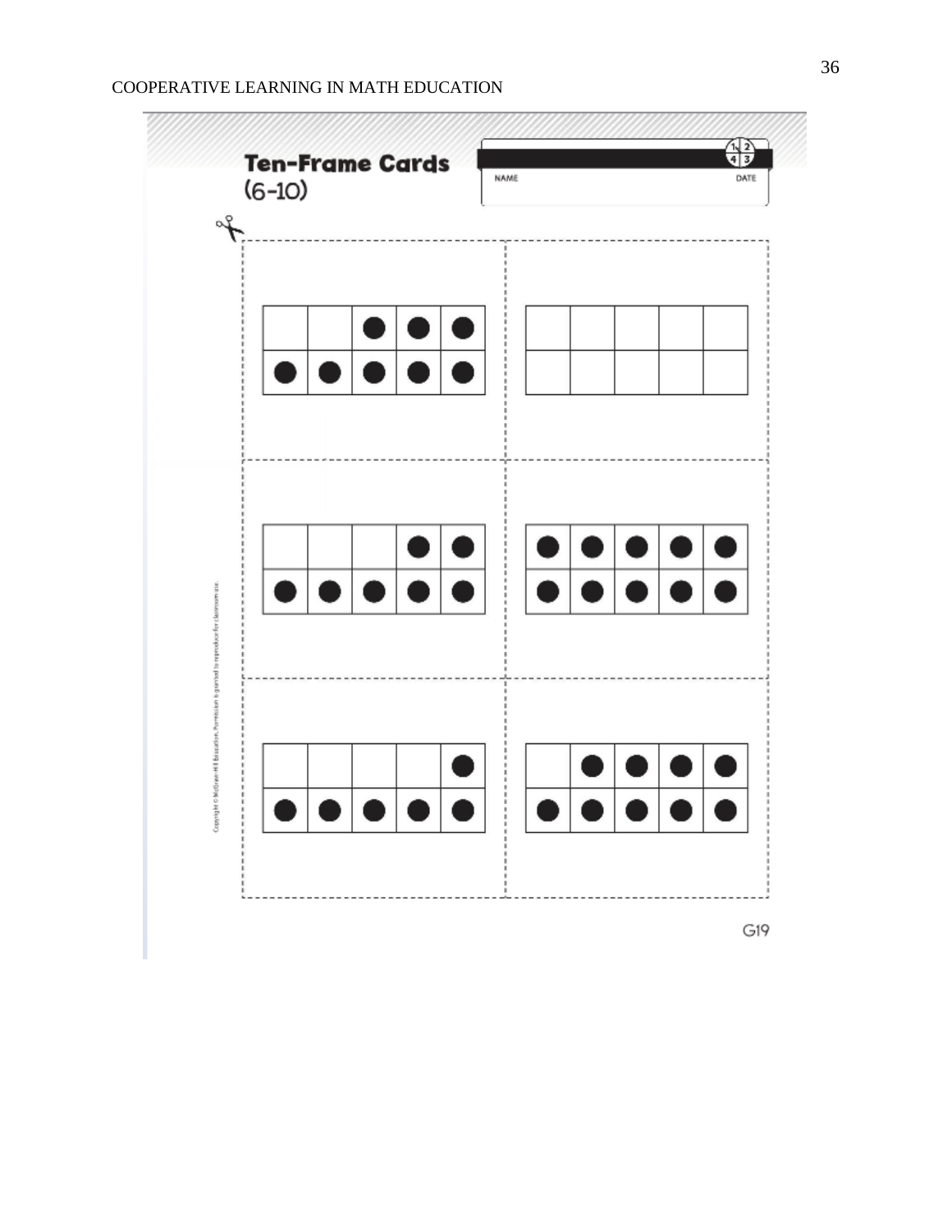# Ten-Frame Cards
(6-10)

NAME

DATE

Copyright © McGraw-Hill Education. Permission is granted to reproduce for classroom use.

G19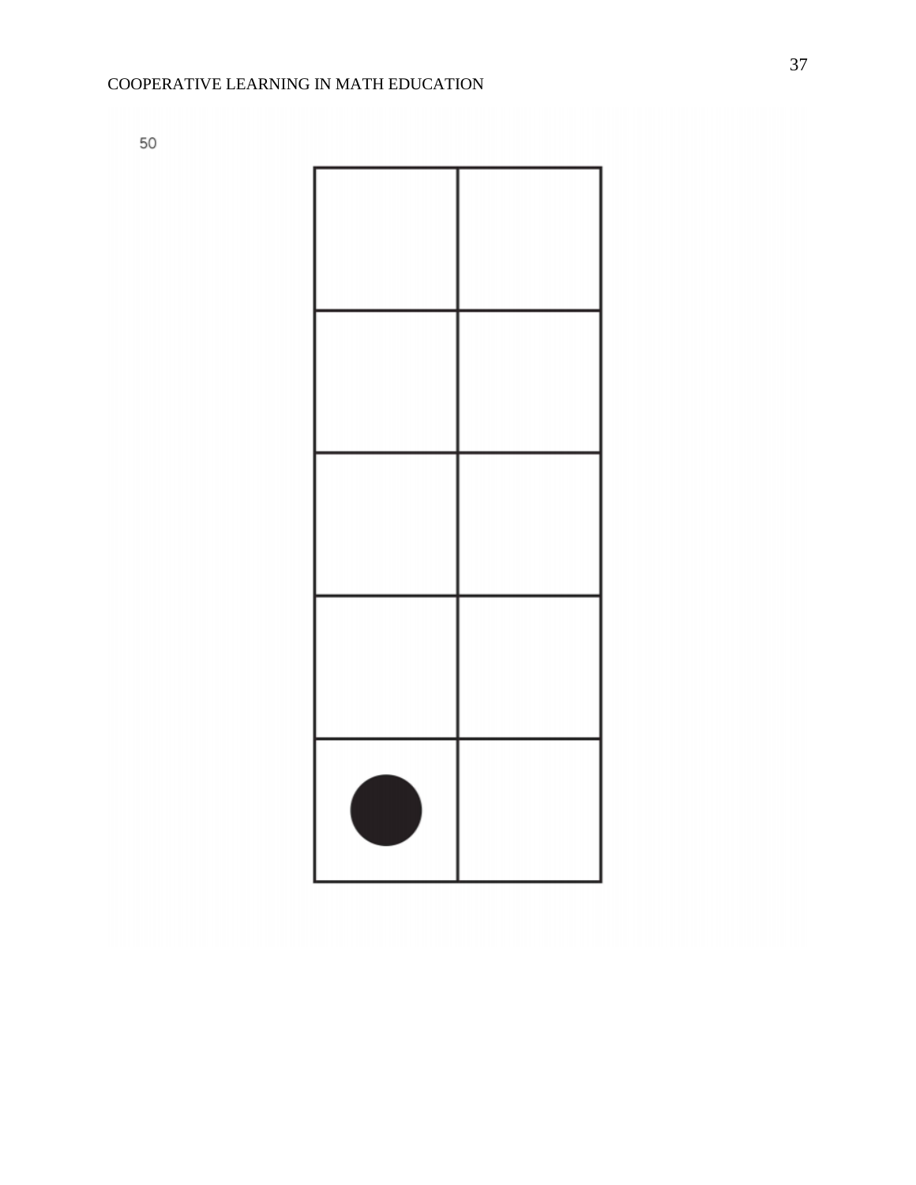50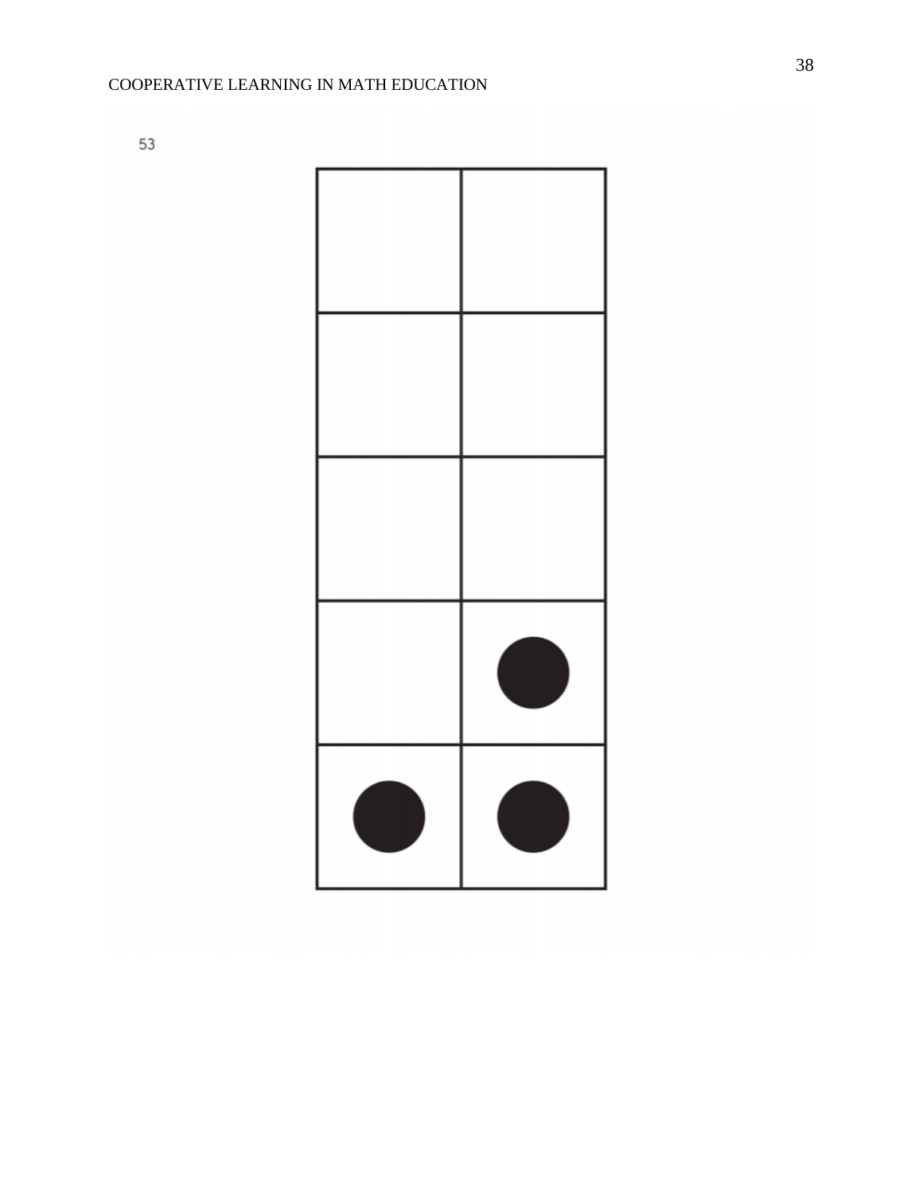53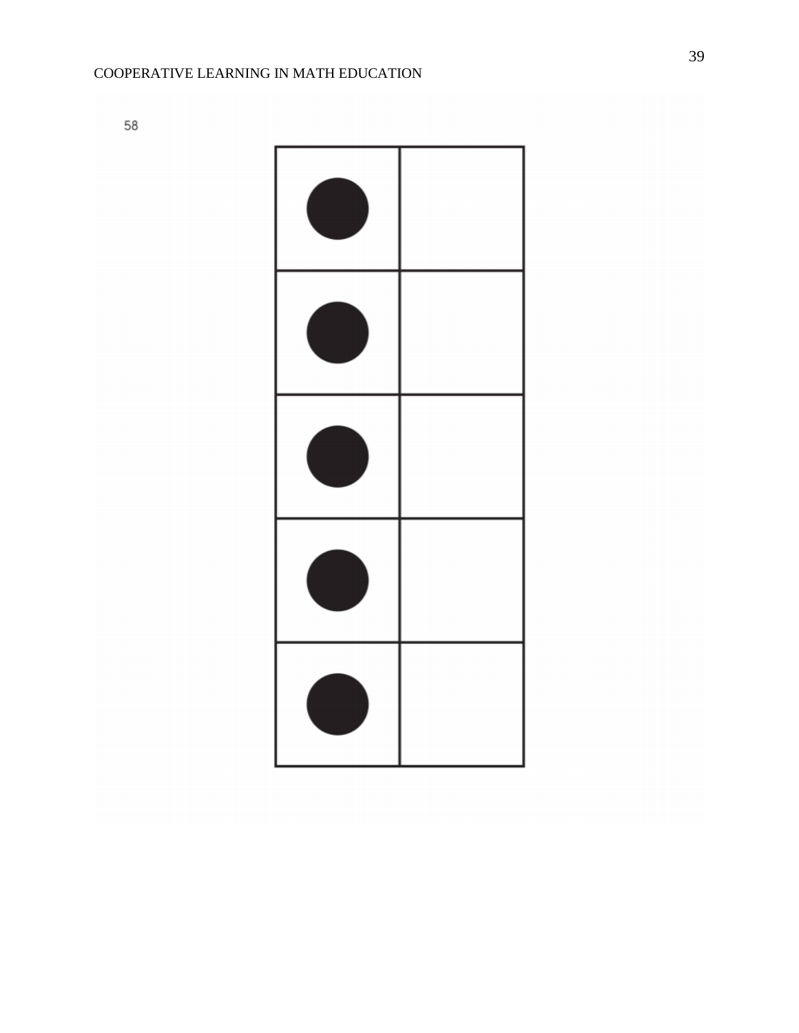58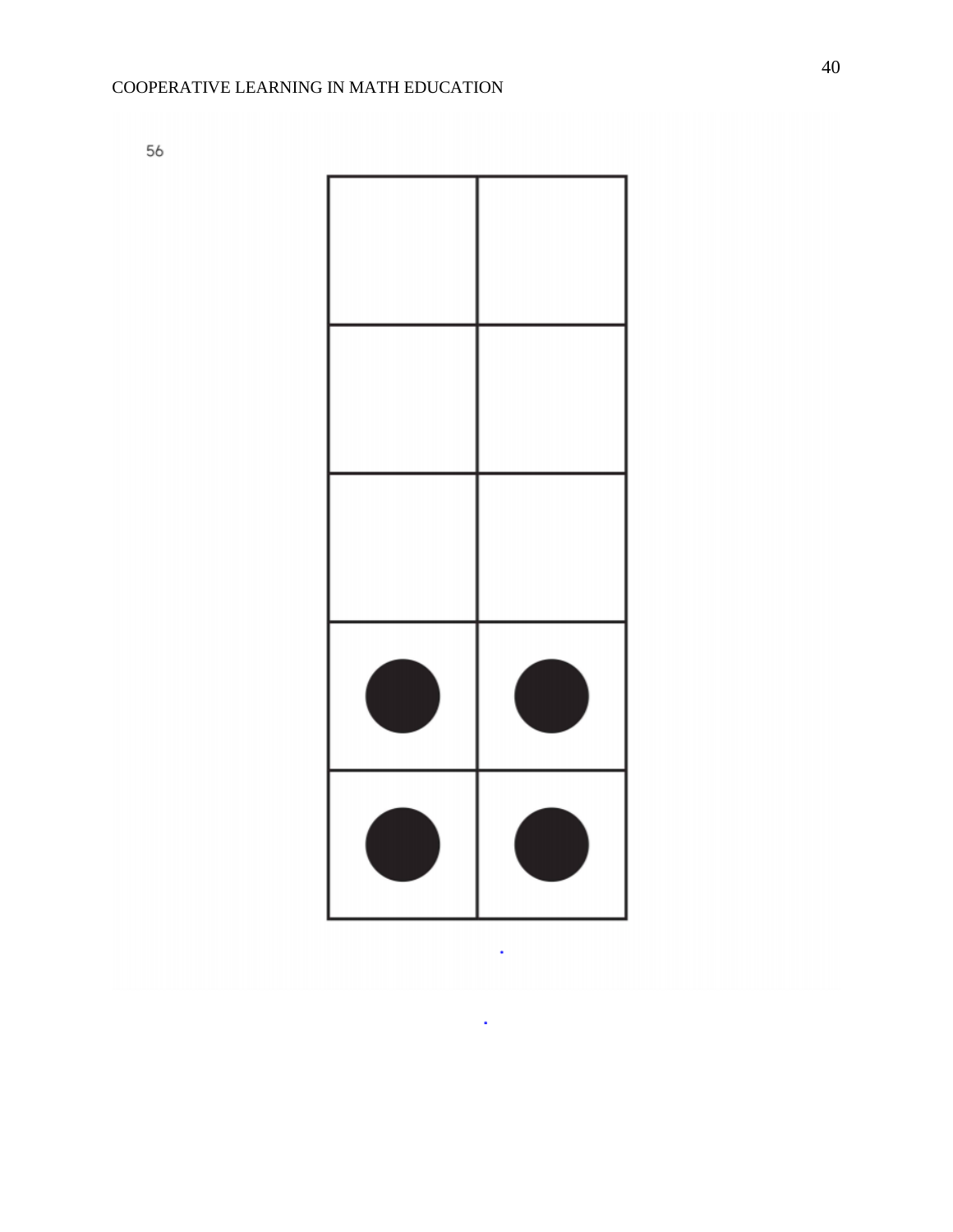56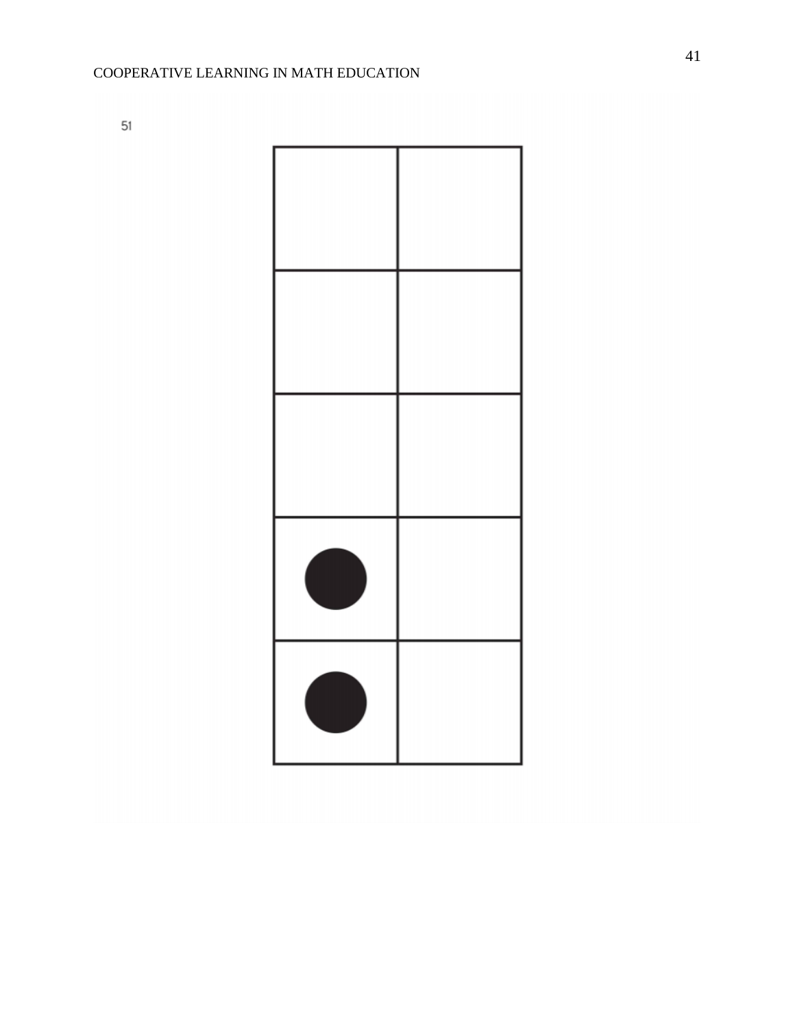51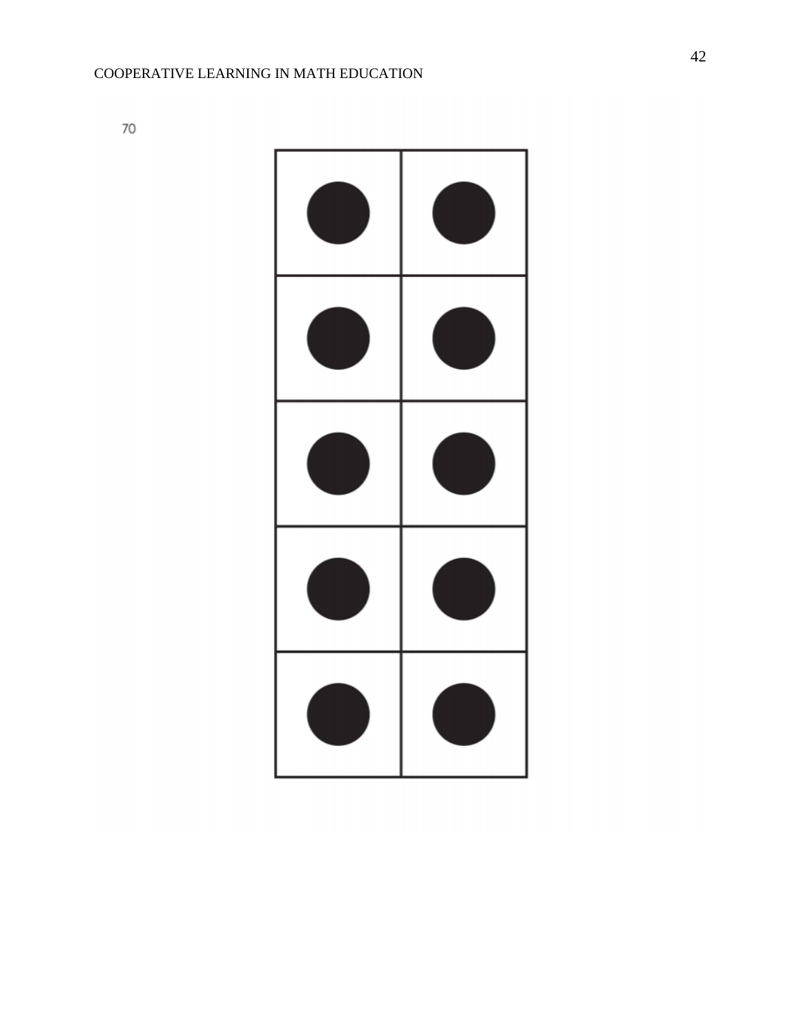70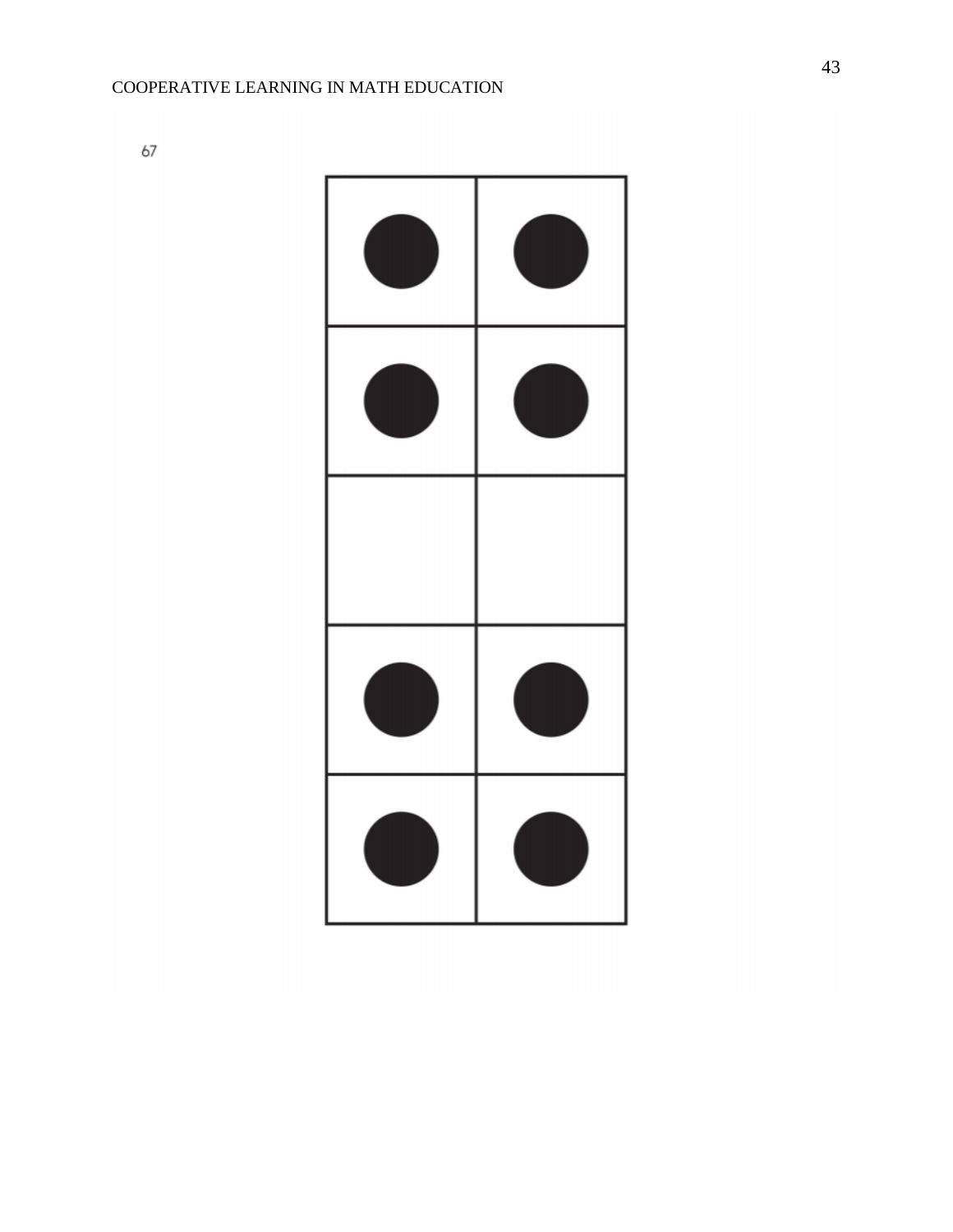67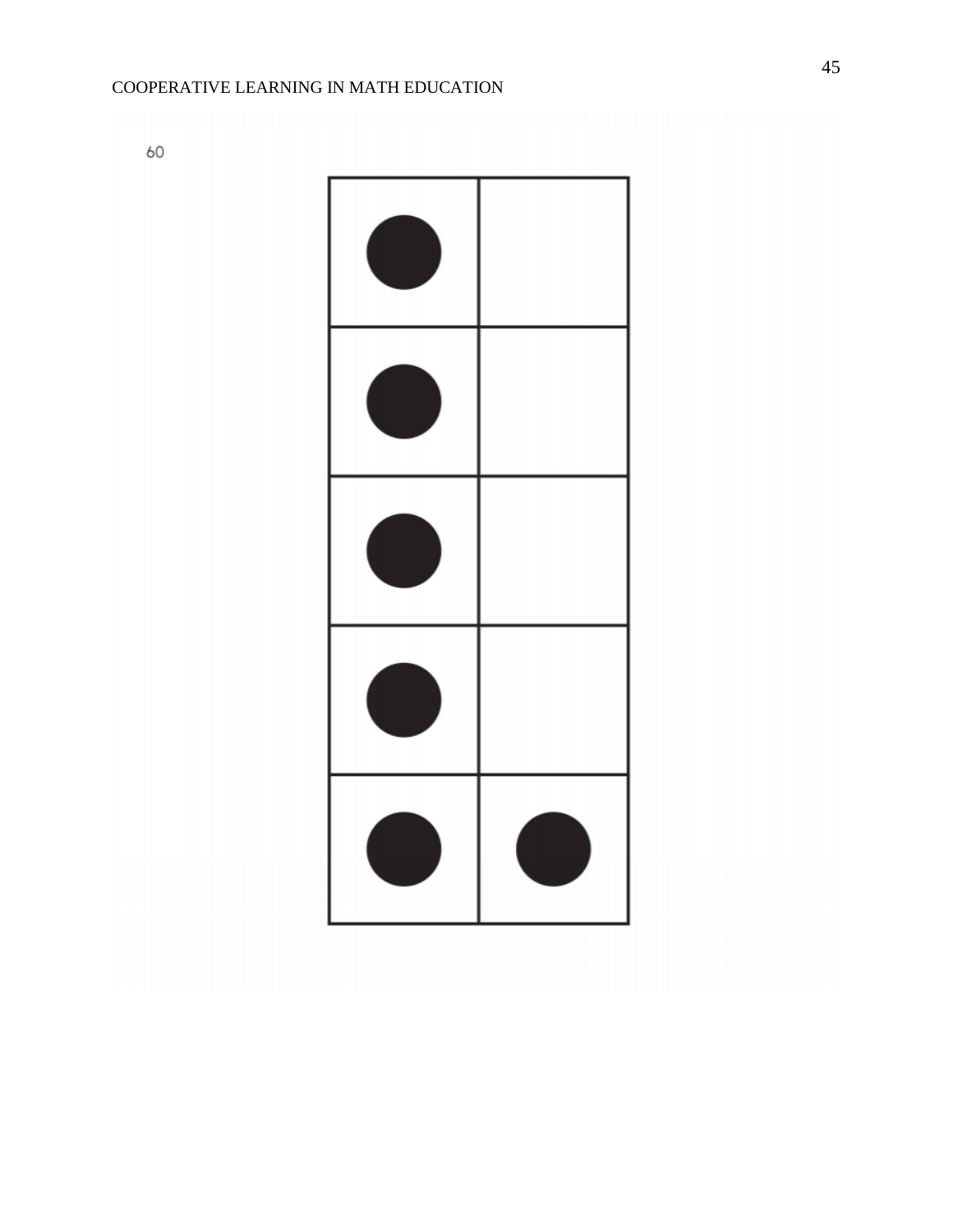60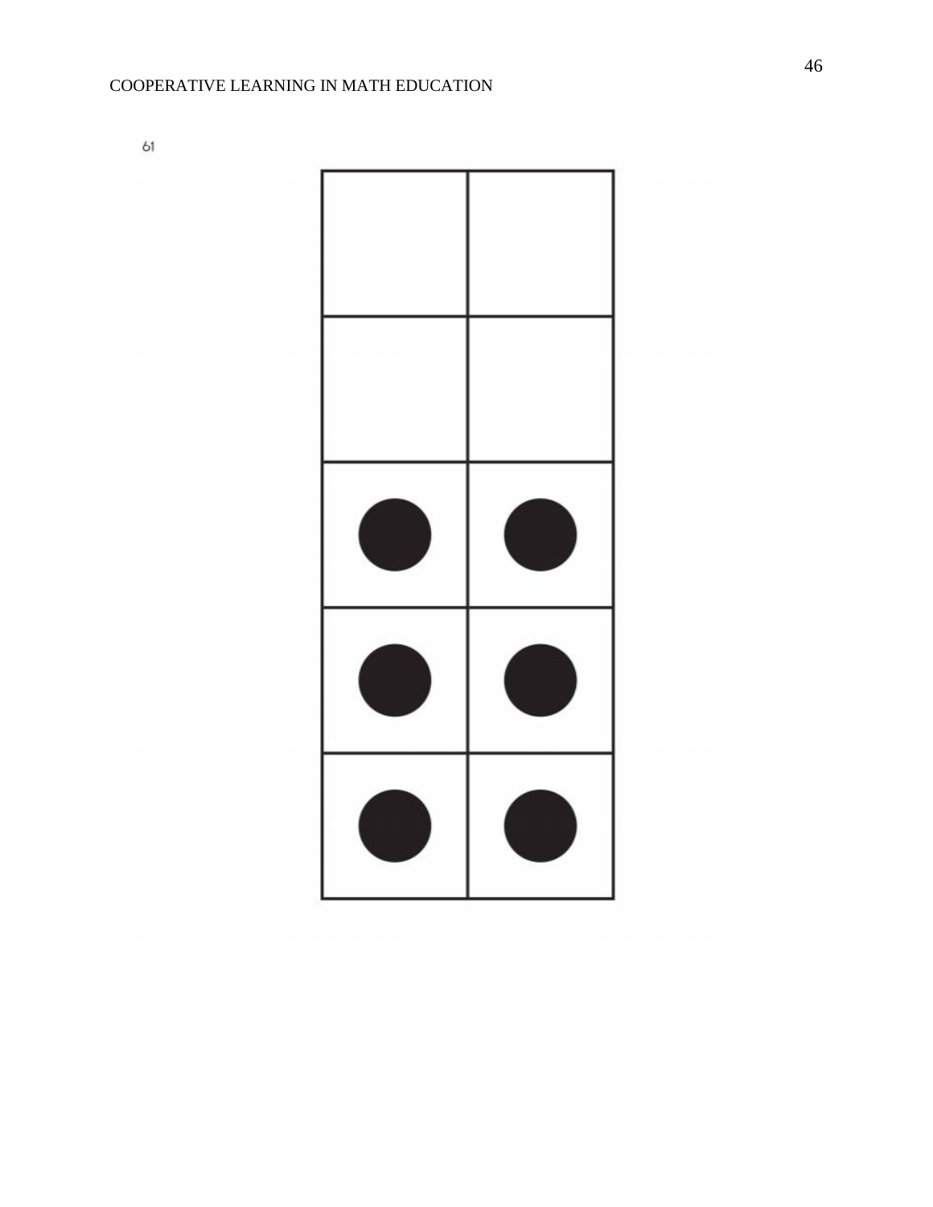61